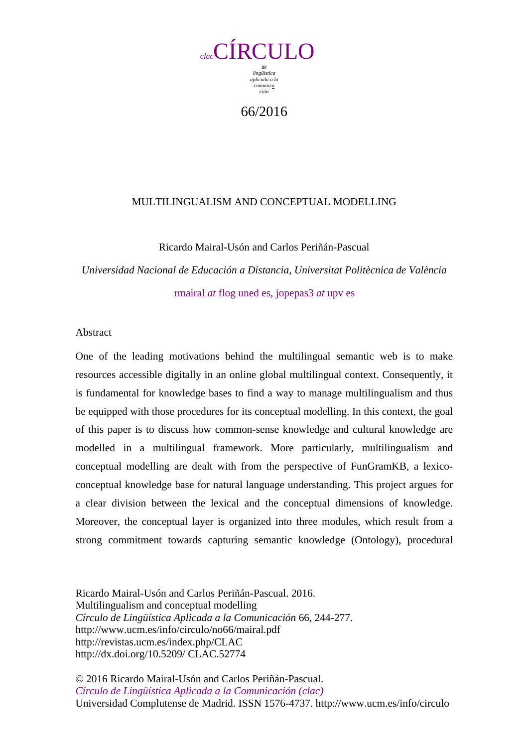clacCÍRCULO

de lingüística aplicada a la comunicación

66/2016

# MULTILINGUALISM AND CONCEPTUAL MODELLING

Ricardo Mairal-Usón and Carlos Periñán-Pascual

*Universidad Nacional de Educación a Distancia, Universitat Politècnica de València*

rmairal *at* flog uned es, jopepas3 *at* upv es

## Abstract

One of the leading motivations behind the multilingual semantic web is to make resources accessible digitally in an online global multilingual context. Consequently, it is fundamental for knowledge bases to find a way to manage multilingualism and thus be equipped with those procedures for its conceptual modelling. In this context, the goal of this paper is to discuss how common-sense knowledge and cultural knowledge are modelled in a multilingual framework. More particularly, multilingualism and conceptual modelling are dealt with from the perspective of FunGramKB, a lexico-conceptual knowledge base for natural language understanding. This project argues for a clear division between the lexical and the conceptual dimensions of knowledge. Moreover, the conceptual layer is organized into three modules, which result from a strong commitment towards capturing semantic knowledge (Ontology), procedural

Ricardo Mairal-Usón and Carlos Periñán-Pascual. 2016.
Multilingualism and conceptual modelling
*Círculo de Lingüística Aplicada a la Comunicación* 66, 244-277.
http://www.ucm.es/info/circulo/no66/mairal.pdf
http://revistas.ucm.es/index.php/CLAC
http://dx.doi.org/10.5209/ CLAC.52774

© 2016 Ricardo Mairal-Usón and Carlos Periñán-Pascual.
*Círculo de Lingüística Aplicada a la Comunicación (clac)*
Universidad Complutense de Madrid. ISSN 1576-4737. http://www.ucm.es/info/circulo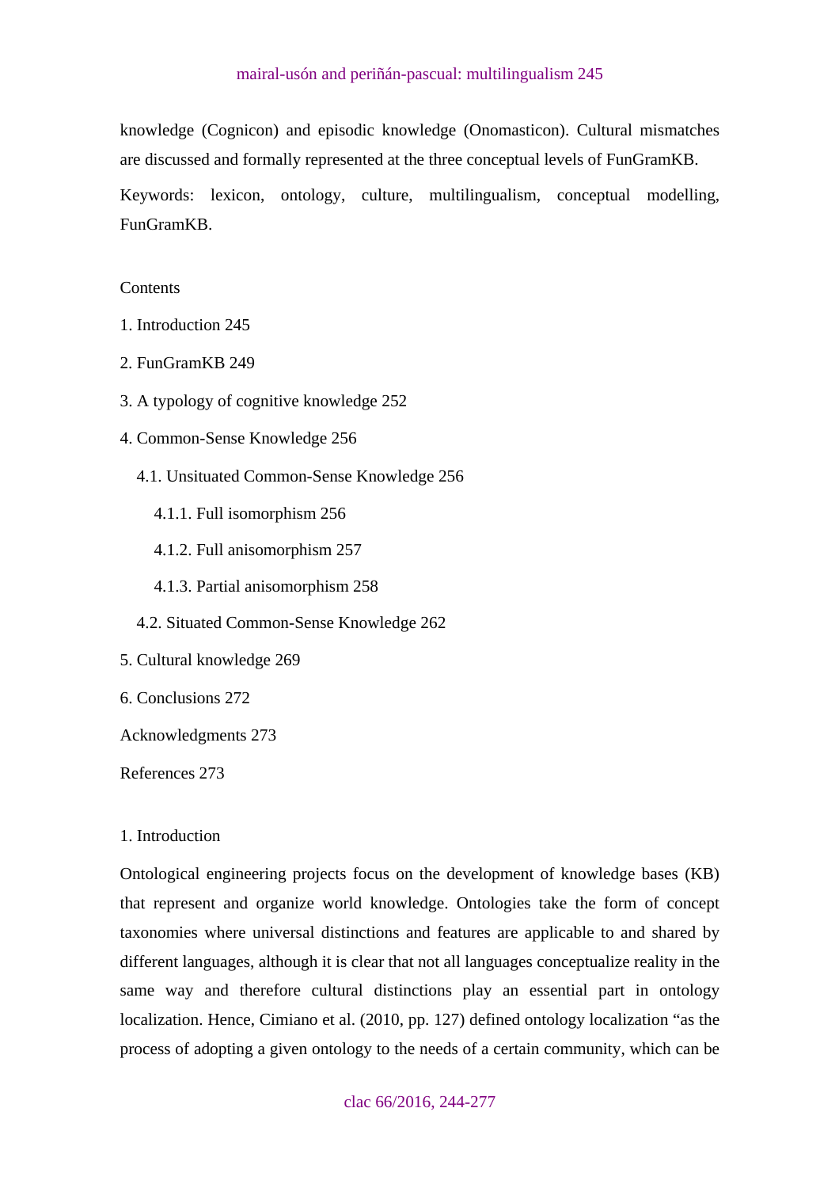knowledge (Cognicon) and episodic knowledge (Onomasticon). Cultural mismatches are discussed and formally represented at the three conceptual levels of FunGramKB.

Keywords: lexicon, ontology, culture, multilingualism, conceptual modelling, FunGramKB.

Contents

1. Introduction 245

2. FunGramKB 249

3. A typology of cognitive knowledge 252

4. Common-Sense Knowledge 256

   4.1. Unsituated Common-Sense Knowledge 256

      4.1.1. Full isomorphism 256

      4.1.2. Full anisomorphism 257

      4.1.3. Partial anisomorphism 258

   4.2. Situated Common-Sense Knowledge 262

5. Cultural knowledge 269

6. Conclusions 272

Acknowledgments 273

References 273

## 1. Introduction

Ontological engineering projects focus on the development of knowledge bases (KB) that represent and organize world knowledge. Ontologies take the form of concept taxonomies where universal distinctions and features are applicable to and shared by different languages, although it is clear that not all languages conceptualize reality in the same way and therefore cultural distinctions play an essential part in ontology localization. Hence, Cimiano et al. (2010, pp. 127) defined ontology localization "as the process of adopting a given ontology to the needs of a certain community, which can be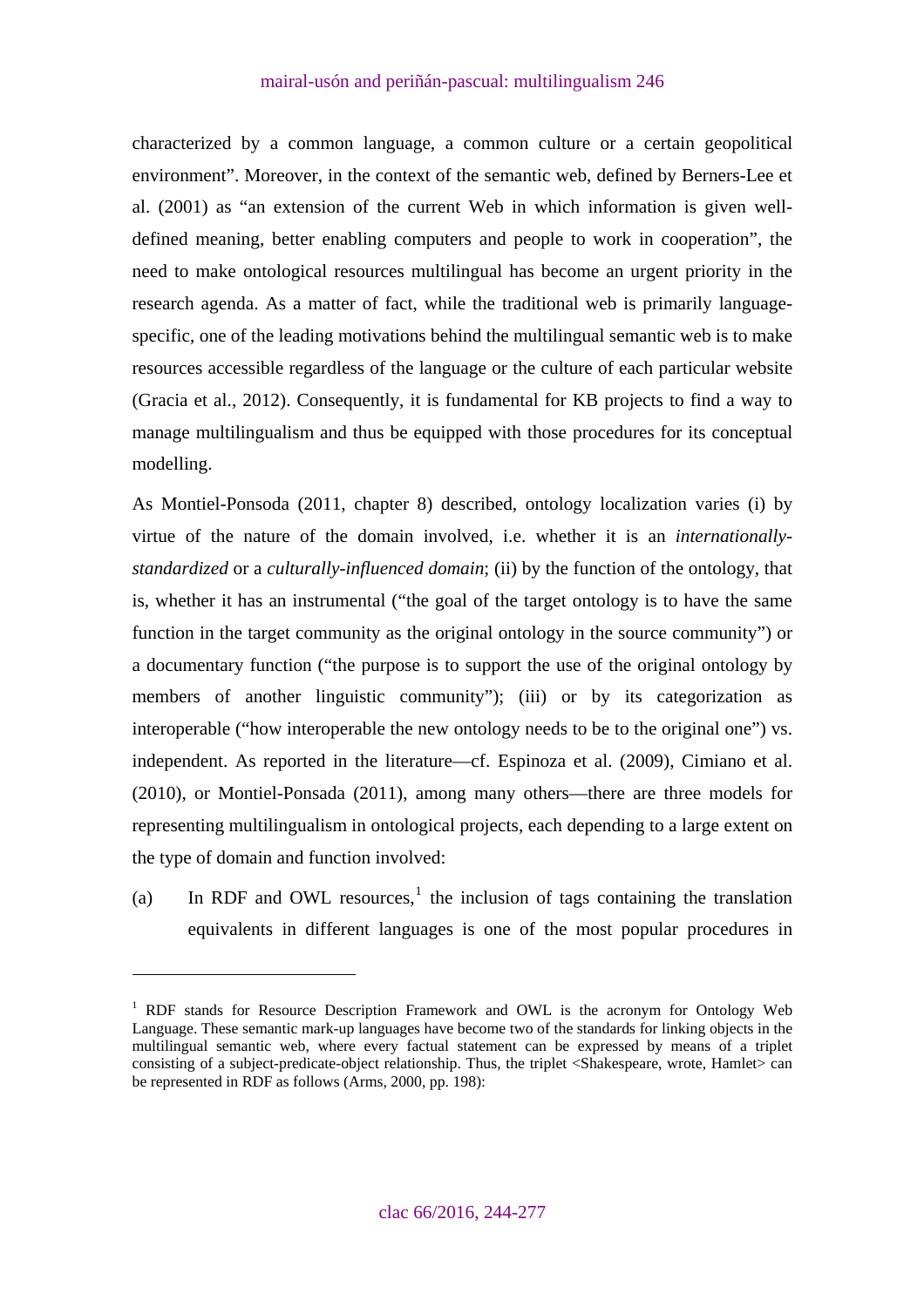characterized by a common language, a common culture or a certain geopolitical environment". Moreover, in the context of the semantic web, defined by Berners-Lee et al. (2001) as "an extension of the current Web in which information is given well-defined meaning, better enabling computers and people to work in cooperation", the need to make ontological resources multilingual has become an urgent priority in the research agenda. As a matter of fact, while the traditional web is primarily language-specific, one of the leading motivations behind the multilingual semantic web is to make resources accessible regardless of the language or the culture of each particular website (Gracia et al., 2012). Consequently, it is fundamental for KB projects to find a way to manage multilingualism and thus be equipped with those procedures for its conceptual modelling.

As Montiel-Ponsoda (2011, chapter 8) described, ontology localization varies (i) by virtue of the nature of the domain involved, i.e. whether it is an *internationally-standardized* or a *culturally-influenced domain*; (ii) by the function of the ontology, that is, whether it has an instrumental ("the goal of the target ontology is to have the same function in the target community as the original ontology in the source community") or a documentary function ("the purpose is to support the use of the original ontology by members of another linguistic community"); (iii) or by its categorization as interoperable ("how interoperable the new ontology needs to be to the original one") vs. independent. As reported in the literature—cf. Espinoza et al. (2009), Cimiano et al. (2010), or Montiel-Ponsada (2011), among many others—there are three models for representing multilingualism in ontological projects, each depending to a large extent on the type of domain and function involved:

(a) In RDF and OWL resources,[1] the inclusion of tags containing the translation equivalents in different languages is one of the most popular procedures in

---

[1] RDF stands for Resource Description Framework and OWL is the acronym for Ontology Web Language. These semantic mark-up languages have become two of the standards for linking objects in the multilingual semantic web, where every factual statement can be expressed by means of a triplet consisting of a subject-predicate-object relationship. Thus, the triplet <Shakespeare, wrote, Hamlet> can be represented in RDF as follows (Arms, 2000, pp. 198):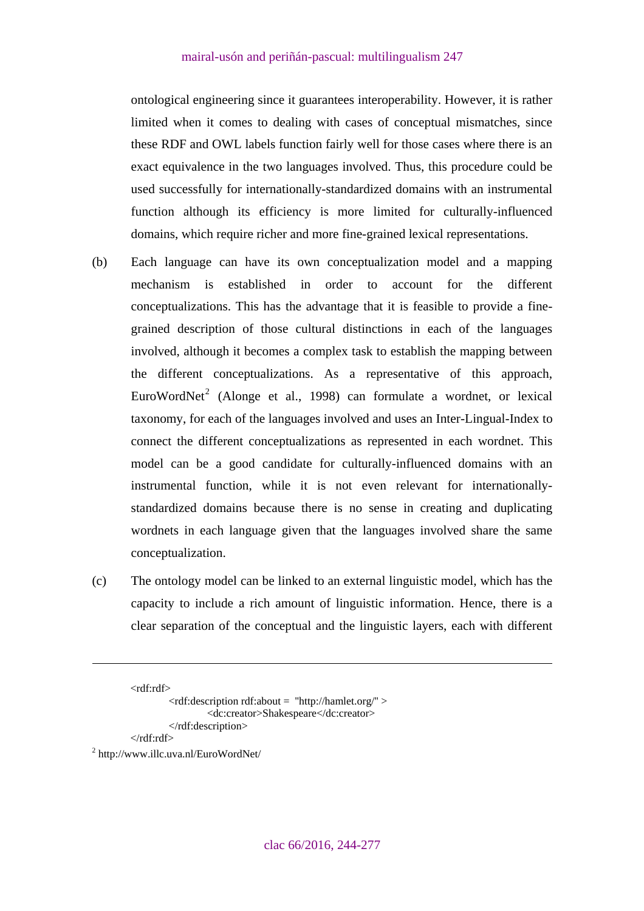ontological engineering since it guarantees interoperability. However, it is rather limited when it comes to dealing with cases of conceptual mismatches, since these RDF and OWL labels function fairly well for those cases where there is an exact equivalence in the two languages involved. Thus, this procedure could be used successfully for internationally-standardized domains with an instrumental function although its efficiency is more limited for culturally-influenced domains, which require richer and more fine-grained lexical representations.

(b) Each language can have its own conceptualization model and a mapping mechanism is established in order to account for the different conceptualizations. This has the advantage that it is feasible to provide a fine-grained description of those cultural distinctions in each of the languages involved, although it becomes a complex task to establish the mapping between the different conceptualizations. As a representative of this approach, EuroWordNet[2] (Alonge et al., 1998) can formulate a wordnet, or lexical taxonomy, for each of the languages involved and uses an Inter-Lingual-Index to connect the different conceptualizations as represented in each wordnet. This model can be a good candidate for culturally-influenced domains with an instrumental function, while it is not even relevant for internationally-standardized domains because there is no sense in creating and duplicating wordnets in each language given that the languages involved share the same conceptualization.

(c) The ontology model can be linked to an external linguistic model, which has the capacity to include a rich amount of linguistic information. Hence, there is a clear separation of the conceptual and the linguistic layers, each with different

---

```
<rdf:rdf>
    <rdf:description rdf:about =  "http://hamlet.org/" >
        <dc:creator>Shakespeare</dc:creator>
    </rdf:description>
</rdf:rdf>
```

[2] http://www.illc.uva.nl/EuroWordNet/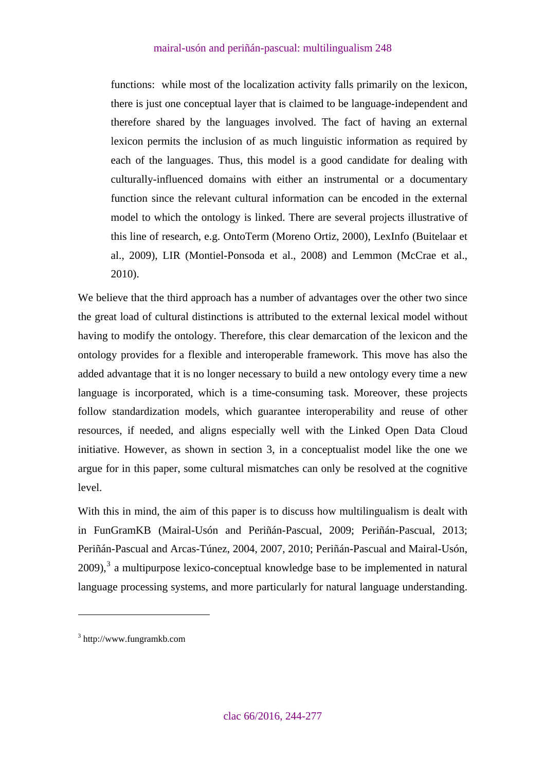functions: while most of the localization activity falls primarily on the lexicon, there is just one conceptual layer that is claimed to be language-independent and therefore shared by the languages involved. The fact of having an external lexicon permits the inclusion of as much linguistic information as required by each of the languages. Thus, this model is a good candidate for dealing with culturally-influenced domains with either an instrumental or a documentary function since the relevant cultural information can be encoded in the external model to which the ontology is linked. There are several projects illustrative of this line of research, e.g. OntoTerm (Moreno Ortiz, 2000), LexInfo (Buitelaar et al., 2009), LIR (Montiel-Ponsoda et al., 2008) and Lemmon (McCrae et al., 2010).

We believe that the third approach has a number of advantages over the other two since the great load of cultural distinctions is attributed to the external lexical model without having to modify the ontology. Therefore, this clear demarcation of the lexicon and the ontology provides for a flexible and interoperable framework. This move has also the added advantage that it is no longer necessary to build a new ontology every time a new language is incorporated, which is a time-consuming task. Moreover, these projects follow standardization models, which guarantee interoperability and reuse of other resources, if needed, and aligns especially well with the Linked Open Data Cloud initiative. However, as shown in section 3, in a conceptualist model like the one we argue for in this paper, some cultural mismatches can only be resolved at the cognitive level.

With this in mind, the aim of this paper is to discuss how multilingualism is dealt with in FunGramKB (Mairal-Usón and Periñán-Pascual, 2009; Periñán-Pascual, 2013; Periñán-Pascual and Arcas-Túnez, 2004, 2007, 2010; Periñán-Pascual and Mairal-Usón, 2009),[3] a multipurpose lexico-conceptual knowledge base to be implemented in natural language processing systems, and more particularly for natural language understanding.

[3] http://www.fungramkb.com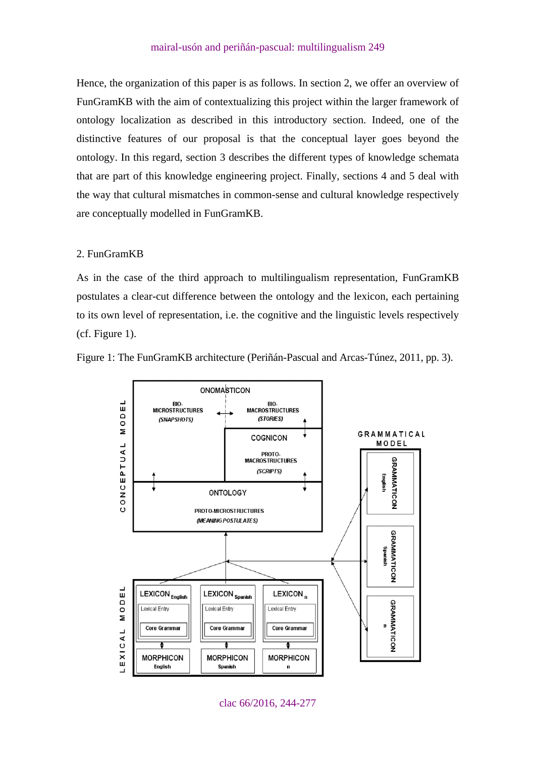Hence, the organization of this paper is as follows. In section 2, we offer an overview of FunGramKB with the aim of contextualizing this project within the larger framework of ontology localization as described in this introductory section. Indeed, one of the distinctive features of our proposal is that the conceptual layer goes beyond the ontology. In this regard, section 3 describes the different types of knowledge schemata that are part of this knowledge engineering project. Finally, sections 4 and 5 deal with the way that cultural mismatches in common-sense and cultural knowledge respectively are conceptually modelled in FunGramKB.

## 2. FunGramKB

As in the case of the third approach to multilingualism representation, FunGramKB postulates a clear-cut difference between the ontology and the lexicon, each pertaining to its own level of representation, i.e. the cognitive and the linguistic levels respectively (cf. Figure 1).

Figure 1: The FunGramKB architecture (Periñán-Pascual and Arcas-Túnez, 2011, pp. 3).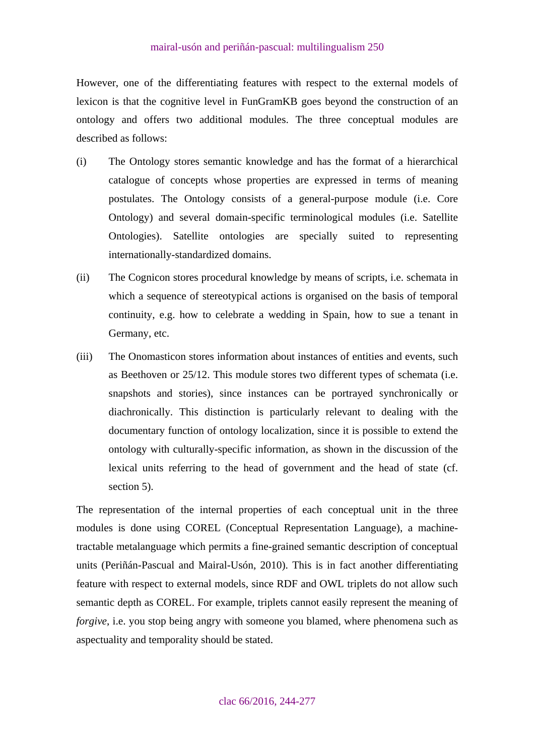However, one of the differentiating features with respect to the external models of lexicon is that the cognitive level in FunGramKB goes beyond the construction of an ontology and offers two additional modules. The three conceptual modules are described as follows:

(i) The Ontology stores semantic knowledge and has the format of a hierarchical catalogue of concepts whose properties are expressed in terms of meaning postulates. The Ontology consists of a general-purpose module (i.e. Core Ontology) and several domain-specific terminological modules (i.e. Satellite Ontologies). Satellite ontologies are specially suited to representing internationally-standardized domains.

(ii) The Cognicon stores procedural knowledge by means of scripts, i.e. schemata in which a sequence of stereotypical actions is organised on the basis of temporal continuity, e.g. how to celebrate a wedding in Spain, how to sue a tenant in Germany, etc.

(iii) The Onomasticon stores information about instances of entities and events, such as Beethoven or 25/12. This module stores two different types of schemata (i.e. snapshots and stories), since instances can be portrayed synchronically or diachronically. This distinction is particularly relevant to dealing with the documentary function of ontology localization, since it is possible to extend the ontology with culturally-specific information, as shown in the discussion of the lexical units referring to the head of government and the head of state (cf. section 5).

The representation of the internal properties of each conceptual unit in the three modules is done using COREL (Conceptual Representation Language), a machine-tractable metalanguage which permits a fine-grained semantic description of conceptual units (Periñán-Pascual and Mairal-Usón, 2010). This is in fact another differentiating feature with respect to external models, since RDF and OWL triplets do not allow such semantic depth as COREL. For example, triplets cannot easily represent the meaning of *forgive*, i.e. you stop being angry with someone you blamed, where phenomena such as aspectuality and temporality should be stated.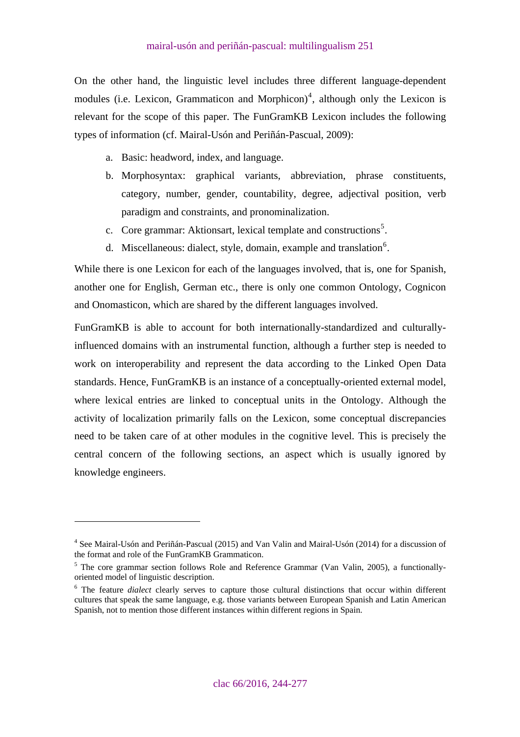On the other hand, the linguistic level includes three different language-dependent modules (i.e. Lexicon, Grammaticon and Morphicon)[4], although only the Lexicon is relevant for the scope of this paper. The FunGramKB Lexicon includes the following types of information (cf. Mairal-Usón and Periñán-Pascual, 2009):

a. Basic: headword, index, and language.
b. Morphosyntax: graphical variants, abbreviation, phrase constituents, category, number, gender, countability, degree, adjectival position, verb paradigm and constraints, and pronominalization.
c. Core grammar: Aktionsart, lexical template and constructions[5].
d. Miscellaneous: dialect, style, domain, example and translation[6].

While there is one Lexicon for each of the languages involved, that is, one for Spanish, another one for English, German etc., there is only one common Ontology, Cognicon and Onomasticon, which are shared by the different languages involved.

FunGramKB is able to account for both internationally-standardized and culturally-influenced domains with an instrumental function, although a further step is needed to work on interoperability and represent the data according to the Linked Open Data standards. Hence, FunGramKB is an instance of a conceptually-oriented external model, where lexical entries are linked to conceptual units in the Ontology. Although the activity of localization primarily falls on the Lexicon, some conceptual discrepancies need to be taken care of at other modules in the cognitive level. This is precisely the central concern of the following sections, an aspect which is usually ignored by knowledge engineers.

---

[4] See Mairal-Usón and Periñán-Pascual (2015) and Van Valin and Mairal-Usón (2014) for a discussion of the format and role of the FunGramKB Grammaticon.

[5] The core grammar section follows Role and Reference Grammar (Van Valin, 2005), a functionally-oriented model of linguistic description.

[6] The feature *dialect* clearly serves to capture those cultural distinctions that occur within different cultures that speak the same language, e.g. those variants between European Spanish and Latin American Spanish, not to mention those different instances within different regions in Spain.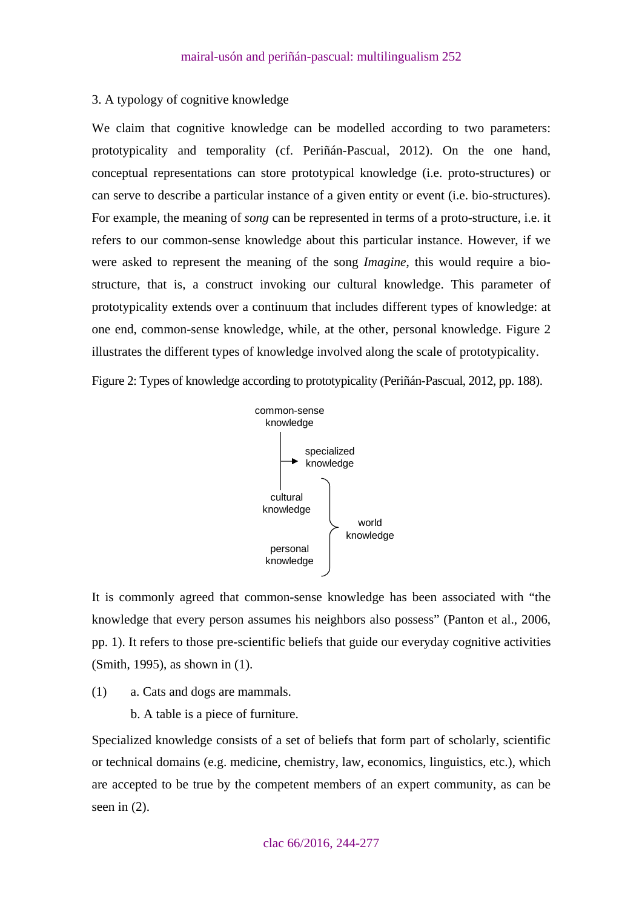3. A typology of cognitive knowledge

We claim that cognitive knowledge can be modelled according to two parameters: prototypicality and temporality (cf. Periñán-Pascual, 2012). On the one hand, conceptual representations can store prototypical knowledge (i.e. proto-structures) or can serve to describe a particular instance of a given entity or event (i.e. bio-structures). For example, the meaning of *song* can be represented in terms of a proto-structure, i.e. it refers to our common-sense knowledge about this particular instance. However, if we were asked to represent the meaning of the song *Imagine*, this would require a bio-structure, that is, a construct invoking our cultural knowledge. This parameter of prototypicality extends over a continuum that includes different types of knowledge: at one end, common-sense knowledge, while, at the other, personal knowledge. Figure 2 illustrates the different types of knowledge involved along the scale of prototypicality.

Figure 2: Types of knowledge according to prototypicality (Periñán-Pascual, 2012, pp. 188).

common-sense knowledge → specialized knowledge

cultural knowledge, personal knowledge } world knowledge

It is commonly agreed that common-sense knowledge has been associated with "the knowledge that every person assumes his neighbors also possess" (Panton et al., 2006, pp. 1). It refers to those pre-scientific beliefs that guide our everyday cognitive activities (Smith, 1995), as shown in (1).

(1) a. Cats and dogs are mammals.

b. A table is a piece of furniture.

Specialized knowledge consists of a set of beliefs that form part of scholarly, scientific or technical domains (e.g. medicine, chemistry, law, economics, linguistics, etc.), which are accepted to be true by the competent members of an expert community, as can be seen in (2).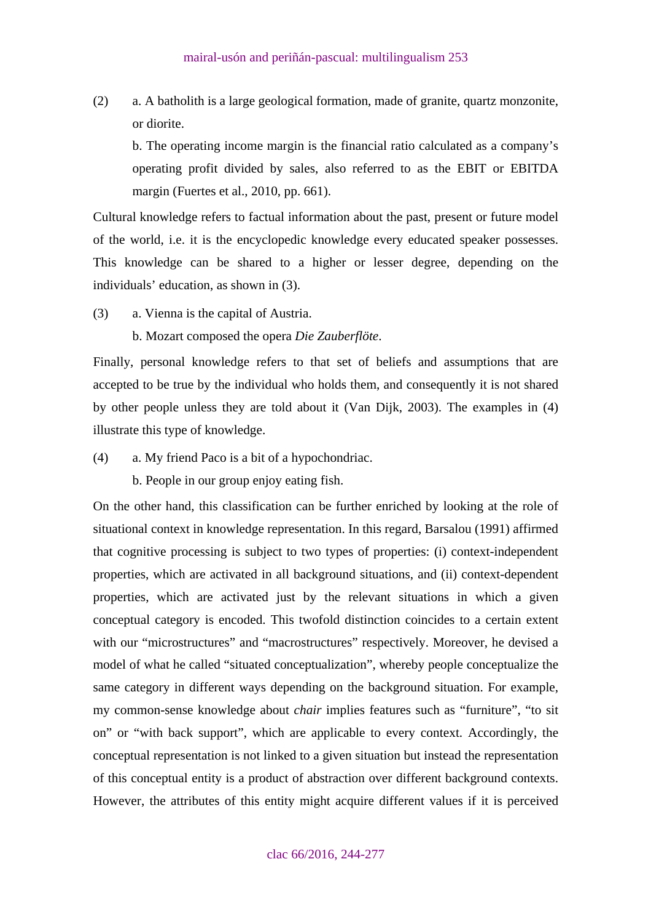(2) a. A batholith is a large geological formation, made of granite, quartz monzonite, or diorite.

b. The operating income margin is the financial ratio calculated as a company's operating profit divided by sales, also referred to as the EBIT or EBITDA margin (Fuertes et al., 2010, pp. 661).

Cultural knowledge refers to factual information about the past, present or future model of the world, i.e. it is the encyclopedic knowledge every educated speaker possesses. This knowledge can be shared to a higher or lesser degree, depending on the individuals' education, as shown in (3).

(3) a. Vienna is the capital of Austria.

b. Mozart composed the opera *Die Zauberflöte*.

Finally, personal knowledge refers to that set of beliefs and assumptions that are accepted to be true by the individual who holds them, and consequently it is not shared by other people unless they are told about it (Van Dijk, 2003). The examples in (4) illustrate this type of knowledge.

(4) a. My friend Paco is a bit of a hypochondriac.

b. People in our group enjoy eating fish.

On the other hand, this classification can be further enriched by looking at the role of situational context in knowledge representation. In this regard, Barsalou (1991) affirmed that cognitive processing is subject to two types of properties: (i) context-independent properties, which are activated in all background situations, and (ii) context-dependent properties, which are activated just by the relevant situations in which a given conceptual category is encoded. This twofold distinction coincides to a certain extent with our "microstructures" and "macrostructures" respectively. Moreover, he devised a model of what he called "situated conceptualization", whereby people conceptualize the same category in different ways depending on the background situation. For example, my common-sense knowledge about *chair* implies features such as "furniture", "to sit on" or "with back support", which are applicable to every context. Accordingly, the conceptual representation is not linked to a given situation but instead the representation of this conceptual entity is a product of abstraction over different background contexts. However, the attributes of this entity might acquire different values if it is perceived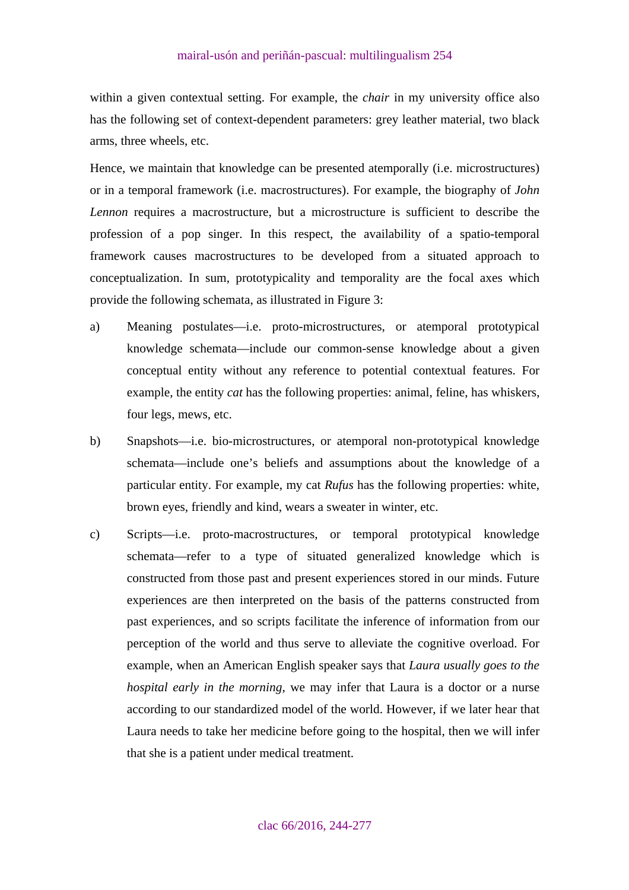within a given contextual setting. For example, the *chair* in my university office also has the following set of context-dependent parameters: grey leather material, two black arms, three wheels, etc.

Hence, we maintain that knowledge can be presented atemporally (i.e. microstructures) or in a temporal framework (i.e. macrostructures). For example, the biography of *John Lennon* requires a macrostructure, but a microstructure is sufficient to describe the profession of a pop singer. In this respect, the availability of a spatio-temporal framework causes macrostructures to be developed from a situated approach to conceptualization. In sum, prototypicality and temporality are the focal axes which provide the following schemata, as illustrated in Figure 3:

a) Meaning postulates—i.e. proto-microstructures, or atemporal prototypical knowledge schemata—include our common-sense knowledge about a given conceptual entity without any reference to potential contextual features. For example, the entity *cat* has the following properties: animal, feline, has whiskers, four legs, mews, etc.

b) Snapshots—i.e. bio-microstructures, or atemporal non-prototypical knowledge schemata—include one's beliefs and assumptions about the knowledge of a particular entity. For example, my cat *Rufus* has the following properties: white, brown eyes, friendly and kind, wears a sweater in winter, etc.

c) Scripts—i.e. proto-macrostructures, or temporal prototypical knowledge schemata—refer to a type of situated generalized knowledge which is constructed from those past and present experiences stored in our minds. Future experiences are then interpreted on the basis of the patterns constructed from past experiences, and so scripts facilitate the inference of information from our perception of the world and thus serve to alleviate the cognitive overload. For example, when an American English speaker says that *Laura usually goes to the hospital early in the morning*, we may infer that Laura is a doctor or a nurse according to our standardized model of the world. However, if we later hear that Laura needs to take her medicine before going to the hospital, then we will infer that she is a patient under medical treatment.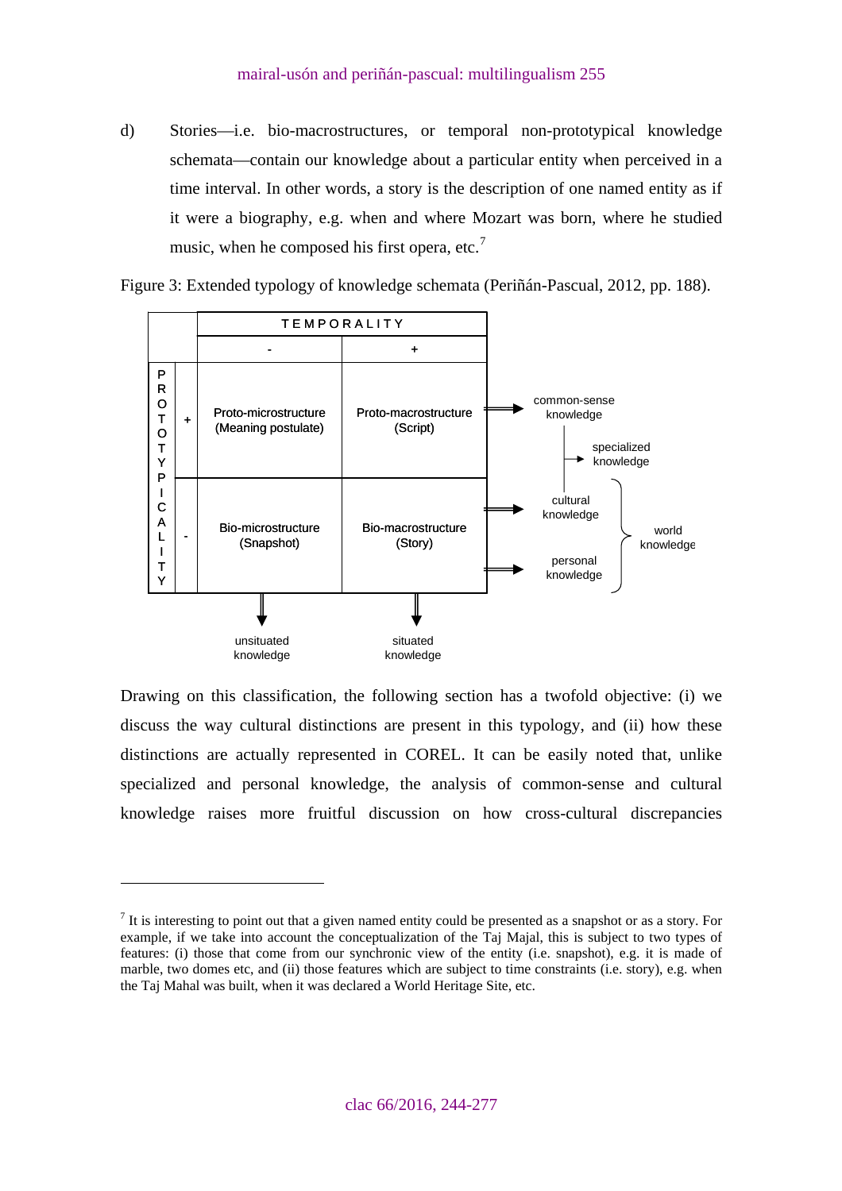d) Stories—i.e. bio-macrostructures, or temporal non-prototypical knowledge schemata—contain our knowledge about a particular entity when perceived in a time interval. In other words, a story is the description of one named entity as if it were a biography, e.g. when and where Mozart was born, where he studied music, when he composed his first opera, etc.[7]

Figure 3: Extended typology of knowledge schemata (Periñán-Pascual, 2012, pp. 188).

| PROTOTYPICALITY | | TEMPORALITY - | TEMPORALITY + | |
|---|---|---|---|---|
| | + | Proto-microstructure (Meaning postulate) | Proto-macrostructure (Script) | ⇒ common-sense knowledge → specialized knowledge |
| | - | Bio-microstructure (Snapshot) | Bio-macrostructure (Story) | ⇒ cultural knowledge; ⇒ personal knowledge } world knowledge |
| | | ⇓ unsituated knowledge | ⇓ situated knowledge | |

Drawing on this classification, the following section has a twofold objective: (i) we discuss the way cultural distinctions are present in this typology, and (ii) how these distinctions are actually represented in COREL. It can be easily noted that, unlike specialized and personal knowledge, the analysis of common-sense and cultural knowledge raises more fruitful discussion on how cross-cultural discrepancies

---

[7] It is interesting to point out that a given named entity could be presented as a snapshot or as a story. For example, if we take into account the conceptualization of the Taj Majal, this is subject to two types of features: (i) those that come from our synchronic view of the entity (i.e. snapshot), e.g. it is made of marble, two domes etc, and (ii) those features which are subject to time constraints (i.e. story), e.g. when the Taj Mahal was built, when it was declared a World Heritage Site, etc.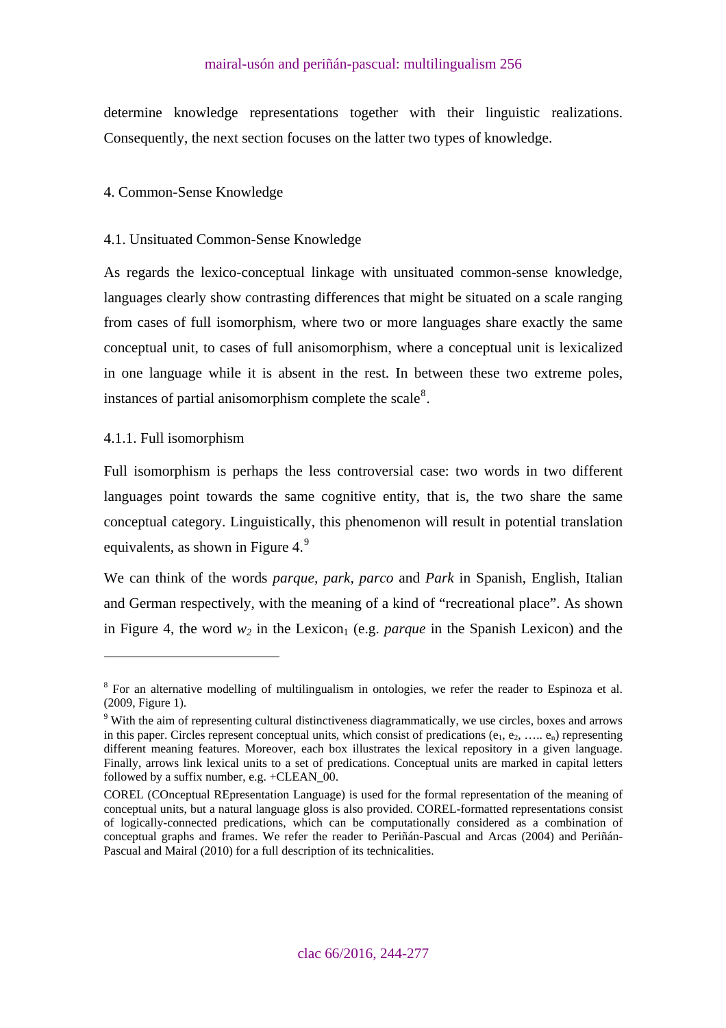determine knowledge representations together with their linguistic realizations. Consequently, the next section focuses on the latter two types of knowledge.

## 4. Common-Sense Knowledge

### 4.1. Unsituated Common-Sense Knowledge

As regards the lexico-conceptual linkage with unsituated common-sense knowledge, languages clearly show contrasting differences that might be situated on a scale ranging from cases of full isomorphism, where two or more languages share exactly the same conceptual unit, to cases of full anisomorphism, where a conceptual unit is lexicalized in one language while it is absent in the rest. In between these two extreme poles, instances of partial anisomorphism complete the scale[8].

#### 4.1.1. Full isomorphism

Full isomorphism is perhaps the less controversial case: two words in two different languages point towards the same cognitive entity, that is, the two share the same conceptual category. Linguistically, this phenomenon will result in potential translation equivalents, as shown in Figure 4.[9]

We can think of the words *parque*, *park*, *parco* and *Park* in Spanish, English, Italian and German respectively, with the meaning of a kind of "recreational place". As shown in Figure 4, the word $w_2$ in the $\text{Lexicon}_1$ (e.g. *parque* in the Spanish Lexicon) and the

---

[8] For an alternative modelling of multilingualism in ontologies, we refer the reader to Espinoza et al. (2009, Figure 1).

[9] With the aim of representing cultural distinctiveness diagrammatically, we use circles, boxes and arrows in this paper. Circles represent conceptual units, which consist of predications ($e_1$, $e_2$, ….. $e_n$) representing different meaning features. Moreover, each box illustrates the lexical repository in a given language. Finally, arrows link lexical units to a set of predications. Conceptual units are marked in capital letters followed by a suffix number, e.g. +CLEAN_00.

COREL (COnceptual REpresentation Language) is used for the formal representation of the meaning of conceptual units, but a natural language gloss is also provided. COREL-formatted representations consist of logically-connected predications, which can be computationally considered as a combination of conceptual graphs and frames. We refer the reader to Periñán-Pascual and Arcas (2004) and Periñán-Pascual and Mairal (2010) for a full description of its technicalities.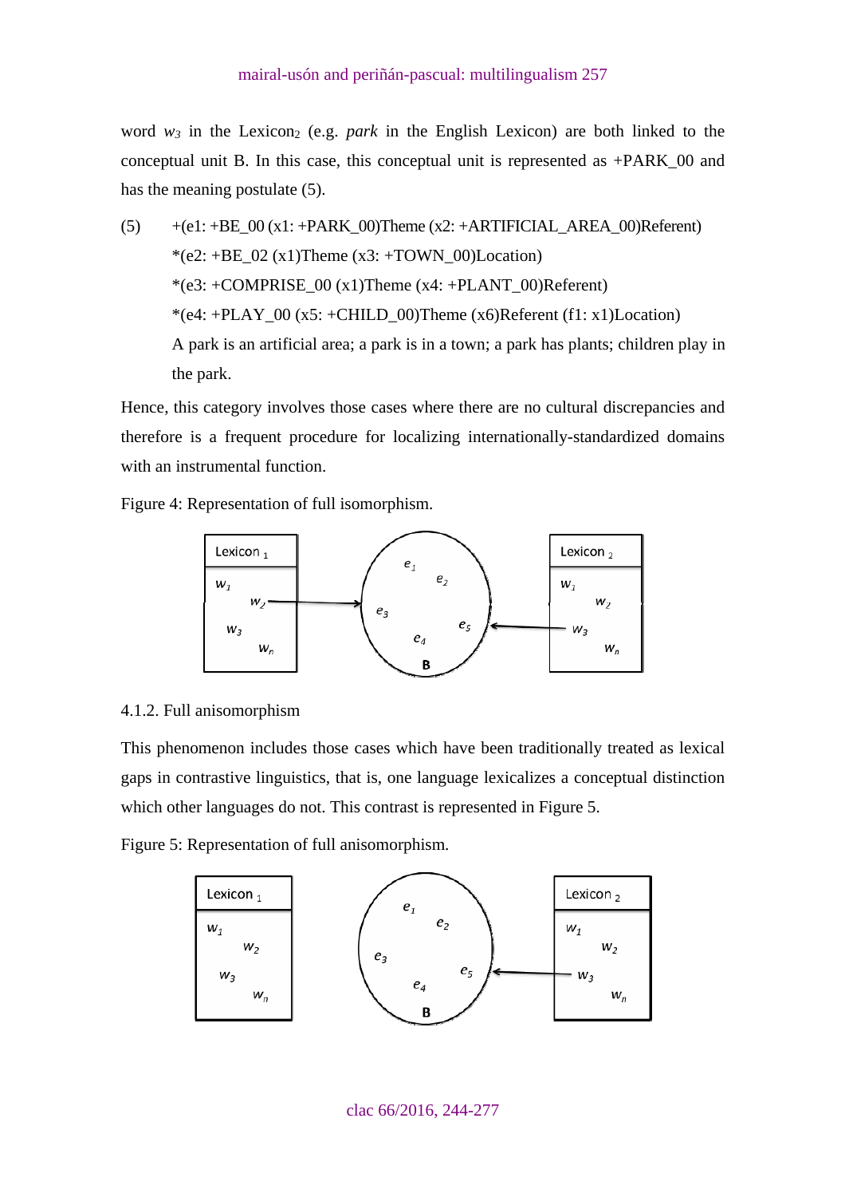word $w_3$ in the $Lexicon_2$ (e.g. *park* in the English Lexicon) are both linked to the conceptual unit B. In this case, this conceptual unit is represented as +PARK_00 and has the meaning postulate (5).

(5) +(e1: +BE_00 (x1: +PARK_00)Theme (x2: +ARTIFICIAL_AREA_00)Referent)
*(e2: +BE_02 (x1)Theme (x3: +TOWN_00)Location)
*(e3: +COMPRISE_00 (x1)Theme (x4: +PLANT_00)Referent)
*(e4: +PLAY_00 (x5: +CHILD_00)Theme (x6)Referent (f1: x1)Location)
A park is an artificial area; a park is in a town; a park has plants; children play in the park.

Hence, this category involves those cases where there are no cultural discrepancies and therefore is a frequent procedure for localizing internationally-standardized domains with an instrumental function.

Figure 4: Representation of full isomorphism.

#### 4.1.2. Full anisomorphism

This phenomenon includes those cases which have been traditionally treated as lexical gaps in contrastive linguistics, that is, one language lexicalizes a conceptual distinction which other languages do not. This contrast is represented in Figure 5.

Figure 5: Representation of full anisomorphism.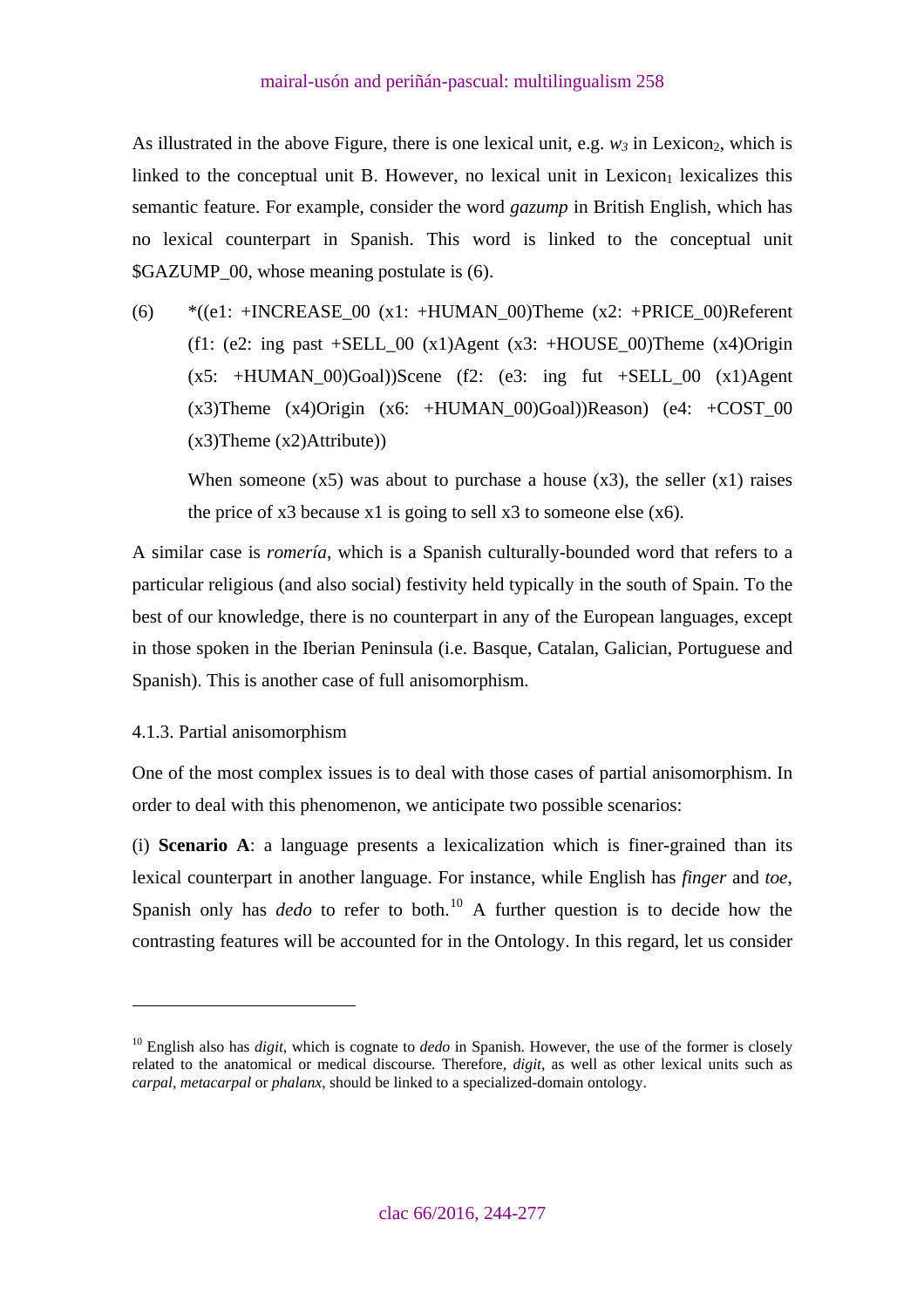As illustrated in the above Figure, there is one lexical unit, e.g. $w_3$ in Lexicon$_2$, which is linked to the conceptual unit B. However, no lexical unit in Lexicon$_1$ lexicalizes this semantic feature. For example, consider the word *gazump* in British English, which has no lexical counterpart in Spanish. This word is linked to the conceptual unit $GAZUMP_00, whose meaning postulate is (6).

(6) *((e1: +INCREASE_00 (x1: +HUMAN_00)Theme (x2: +PRICE_00)Referent (f1: (e2: ing past +SELL_00 (x1)Agent (x3: +HOUSE_00)Theme (x4)Origin (x5: +HUMAN_00)Goal))Scene (f2: (e3: ing fut +SELL_00 (x1)Agent (x3)Theme (x4)Origin (x6: +HUMAN_00)Goal))Reason) (e4: +COST_00 (x3)Theme (x2)Attribute))

When someone (x5) was about to purchase a house (x3), the seller (x1) raises the price of x3 because x1 is going to sell x3 to someone else (x6).

A similar case is *romería*, which is a Spanish culturally-bounded word that refers to a particular religious (and also social) festivity held typically in the south of Spain. To the best of our knowledge, there is no counterpart in any of the European languages, except in those spoken in the Iberian Peninsula (i.e. Basque, Catalan, Galician, Portuguese and Spanish). This is another case of full anisomorphism.

#### 4.1.3. Partial anisomorphism

One of the most complex issues is to deal with those cases of partial anisomorphism. In order to deal with this phenomenon, we anticipate two possible scenarios:

(i) **Scenario A**: a language presents a lexicalization which is finer-grained than its lexical counterpart in another language. For instance, while English has *finger* and *toe*, Spanish only has *dedo* to refer to both.[10] A further question is to decide how the contrasting features will be accounted for in the Ontology. In this regard, let us consider

---

[10] English also has *digit*, which is cognate to *dedo* in Spanish. However, the use of the former is closely related to the anatomical or medical discourse. Therefore, *digit*, as well as other lexical units such as *carpal*, *metacarpal* or *phalanx*, should be linked to a specialized-domain ontology.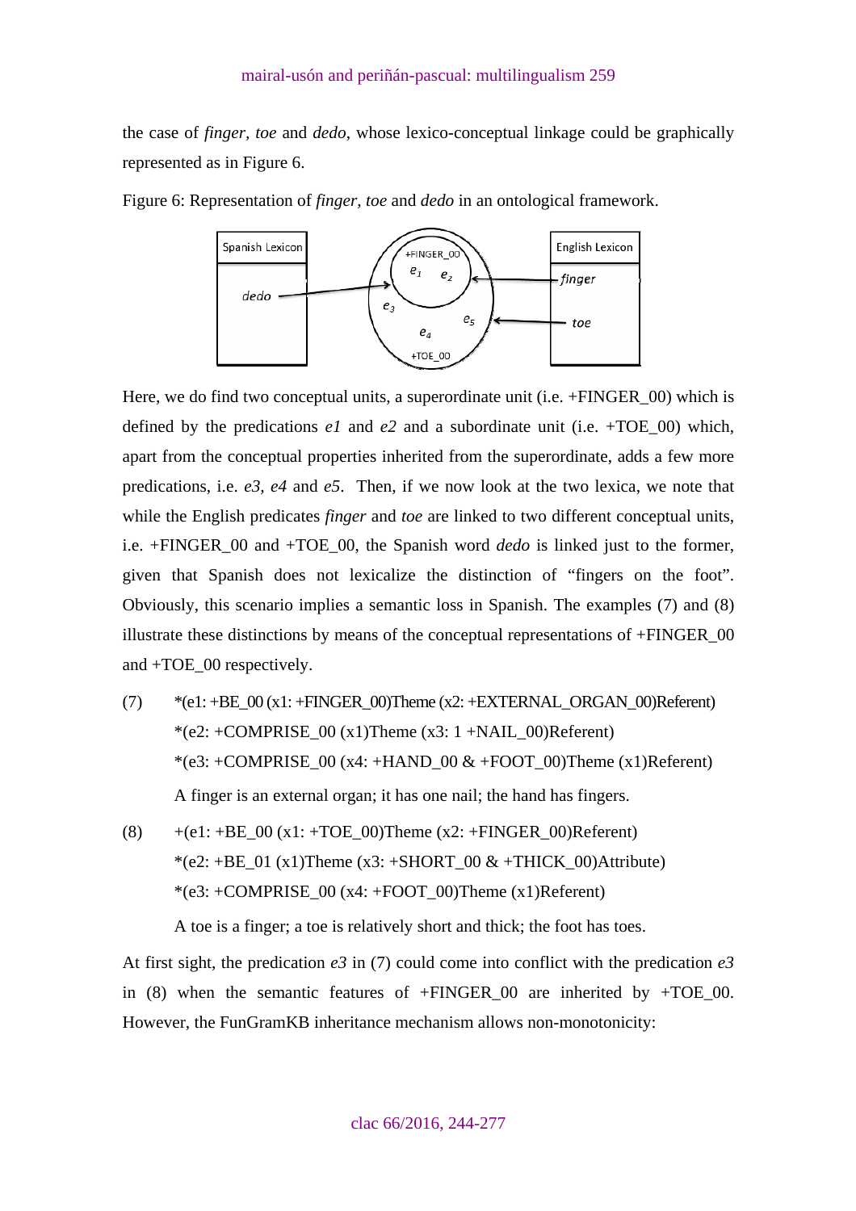the case of *finger*, *toe* and *dedo*, whose lexico-conceptual linkage could be graphically represented as in Figure 6.

Figure 6: Representation of *finger, toe* and *dedo* in an ontological framework.

Here, we do find two conceptual units, a superordinate unit (i.e. +FINGER_00) which is defined by the predications *e1* and *e2* and a subordinate unit (i.e. +TOE_00) which, apart from the conceptual properties inherited from the superordinate, adds a few more predications, i.e. *e3, e4* and *e5*. Then, if we now look at the two lexica, we note that while the English predicates *finger* and *toe* are linked to two different conceptual units, i.e. +FINGER_00 and +TOE_00, the Spanish word *dedo* is linked just to the former, given that Spanish does not lexicalize the distinction of "fingers on the foot". Obviously, this scenario implies a semantic loss in Spanish. The examples (7) and (8) illustrate these distinctions by means of the conceptual representations of +FINGER_00 and +TOE_00 respectively.

(7) *(e1: +BE_00 (x1: +FINGER_00)Theme (x2: +EXTERNAL_ORGAN_00)Referent)
*(e2: +COMPRISE_00 (x1)Theme (x3: 1 +NAIL_00)Referent)
*(e3: +COMPRISE_00 (x4: +HAND_00 & +FOOT_00)Theme (x1)Referent)
A finger is an external organ; it has one nail; the hand has fingers.

(8) +(e1: +BE_00 (x1: +TOE_00)Theme (x2: +FINGER_00)Referent)
*(e2: +BE_01 (x1)Theme (x3: +SHORT_00 & +THICK_00)Attribute)
*(e3: +COMPRISE_00 (x4: +FOOT_00)Theme (x1)Referent)
A toe is a finger; a toe is relatively short and thick; the foot has toes.

At first sight, the predication *e3* in (7) could come into conflict with the predication *e3* in (8) when the semantic features of +FINGER_00 are inherited by +TOE_00. However, the FunGramKB inheritance mechanism allows non-monotonicity: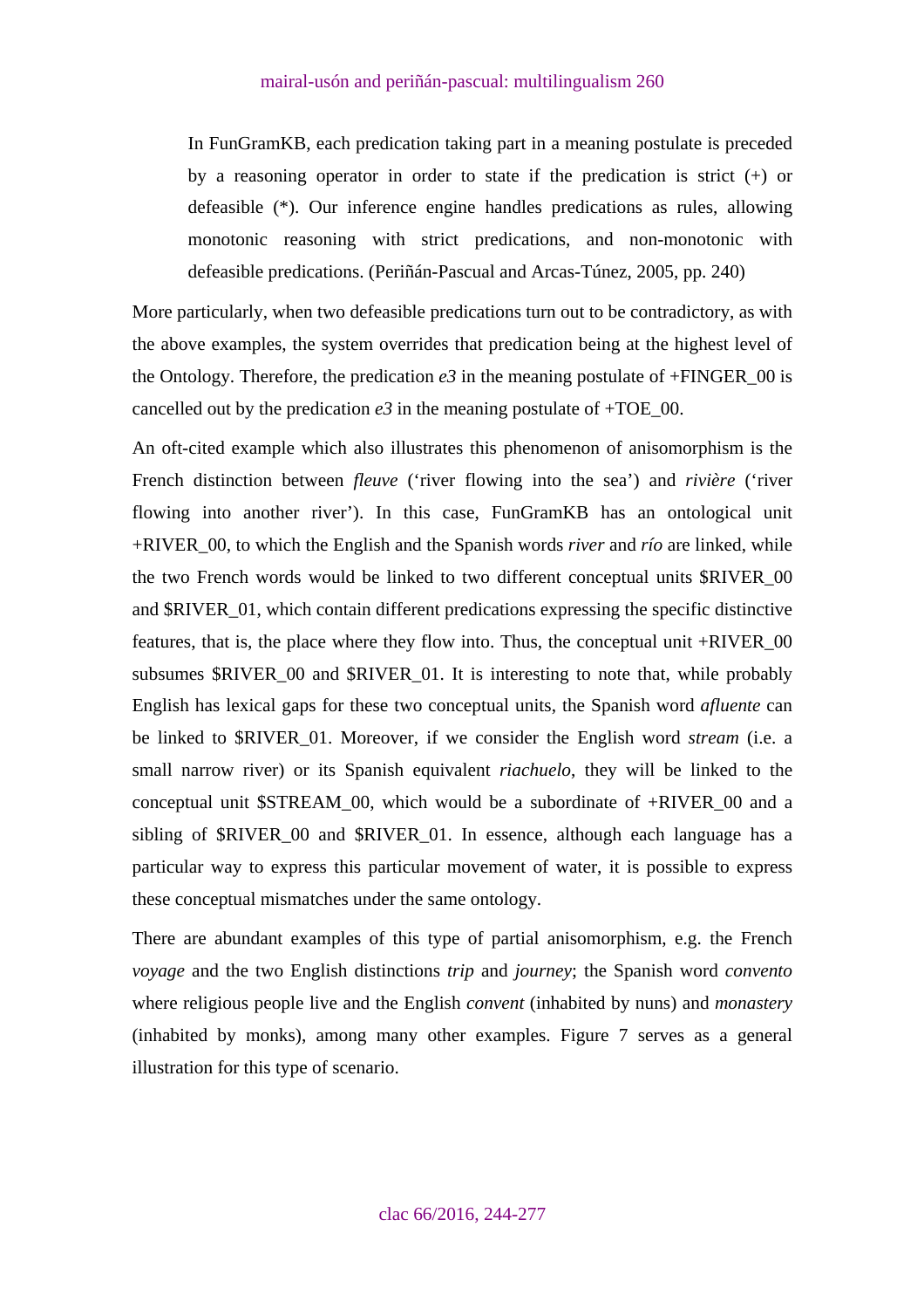> In FunGramKB, each predication taking part in a meaning postulate is preceded by a reasoning operator in order to state if the predication is strict (+) or defeasible (*). Our inference engine handles predications as rules, allowing monotonic reasoning with strict predications, and non-monotonic with defeasible predications. (Periñán-Pascual and Arcas-Túnez, 2005, pp. 240)

More particularly, when two defeasible predications turn out to be contradictory, as with the above examples, the system overrides that predication being at the highest level of the Ontology. Therefore, the predication *e3* in the meaning postulate of +FINGER_00 is cancelled out by the predication *e3* in the meaning postulate of +TOE_00.

An oft-cited example which also illustrates this phenomenon of anisomorphism is the French distinction between *fleuve* ('river flowing into the sea') and *rivière* ('river flowing into another river'). In this case, FunGramKB has an ontological unit +RIVER_00, to which the English and the Spanish words *river* and *río* are linked, while the two French words would be linked to two different conceptual units $RIVER_00 and $RIVER_01, which contain different predications expressing the specific distinctive features, that is, the place where they flow into. Thus, the conceptual unit +RIVER_00 subsumes $RIVER_00 and $RIVER_01. It is interesting to note that, while probably English has lexical gaps for these two conceptual units, the Spanish word *afluente* can be linked to $RIVER_01. Moreover, if we consider the English word *stream* (i.e. a small narrow river) or its Spanish equivalent *riachuelo*, they will be linked to the conceptual unit $STREAM_00, which would be a subordinate of +RIVER_00 and a sibling of $RIVER_00 and $RIVER_01. In essence, although each language has a particular way to express this particular movement of water, it is possible to express these conceptual mismatches under the same ontology.

There are abundant examples of this type of partial anisomorphism, e.g. the French *voyage* and the two English distinctions *trip* and *journey*; the Spanish word *convento* where religious people live and the English *convent* (inhabited by nuns) and *monastery* (inhabited by monks), among many other examples. Figure 7 serves as a general illustration for this type of scenario.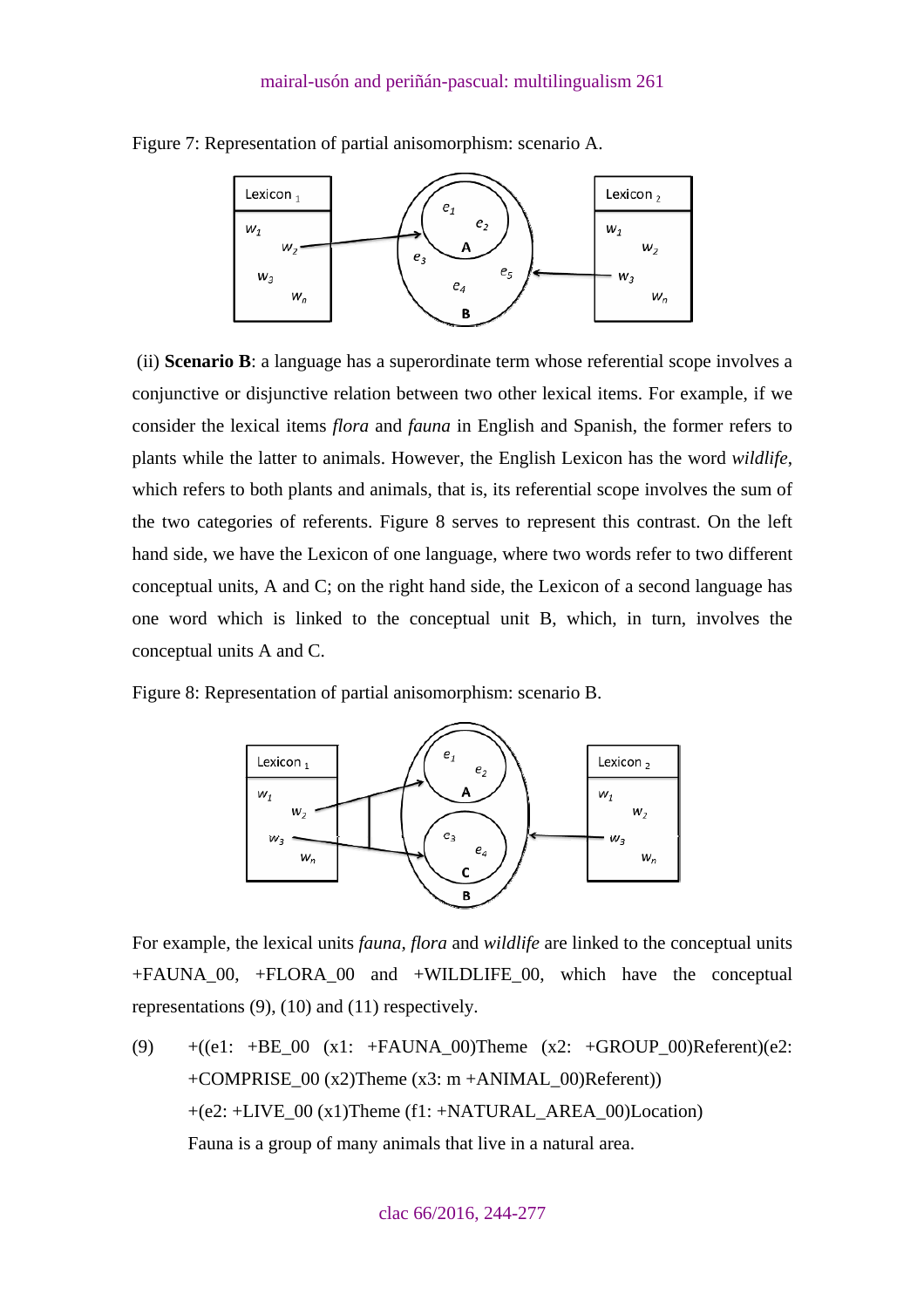Figure 7: Representation of partial anisomorphism: scenario A.

(ii) **Scenario B**: a language has a superordinate term whose referential scope involves a conjunctive or disjunctive relation between two other lexical items. For example, if we consider the lexical items *flora* and *fauna* in English and Spanish, the former refers to plants while the latter to animals. However, the English Lexicon has the word *wildlife*, which refers to both plants and animals, that is, its referential scope involves the sum of the two categories of referents. Figure 8 serves to represent this contrast. On the left hand side, we have the Lexicon of one language, where two words refer to two different conceptual units, A and C; on the right hand side, the Lexicon of a second language has one word which is linked to the conceptual unit B, which, in turn, involves the conceptual units A and C.

Figure 8: Representation of partial anisomorphism: scenario B.

For example, the lexical units *fauna*, *flora* and *wildlife* are linked to the conceptual units +FAUNA_00, +FLORA_00 and +WILDLIFE_00, which have the conceptual representations (9), (10) and (11) respectively.

(9) +((e1: +BE_00 (x1: +FAUNA_00)Theme (x2: +GROUP_00)Referent)(e2: +COMPRISE_00 (x2)Theme (x3: m +ANIMAL_00)Referent))
+(e2: +LIVE_00 (x1)Theme (f1: +NATURAL_AREA_00)Location)
Fauna is a group of many animals that live in a natural area.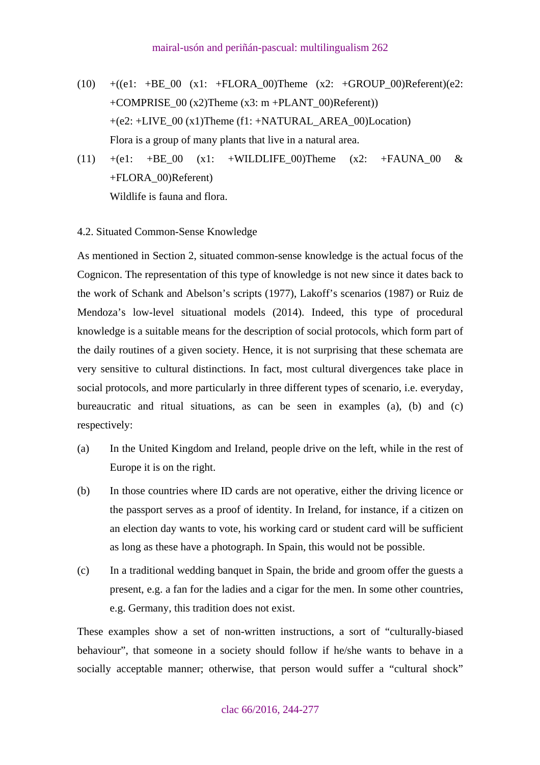(10) +((e1: +BE_00 (x1: +FLORA_00)Theme (x2: +GROUP_00)Referent)(e2: +COMPRISE_00 (x2)Theme (x3: m +PLANT_00)Referent))
+(e2: +LIVE_00 (x1)Theme (f1: +NATURAL_AREA_00)Location)
Flora is a group of many plants that live in a natural area.

(11) +(e1: +BE_00 (x1: +WILDLIFE_00)Theme (x2: +FAUNA_00 & +FLORA_00)Referent)
Wildlife is fauna and flora.

### 4.2. Situated Common-Sense Knowledge

As mentioned in Section 2, situated common-sense knowledge is the actual focus of the Cognicon. The representation of this type of knowledge is not new since it dates back to the work of Schank and Abelson's scripts (1977), Lakoff's scenarios (1987) or Ruiz de Mendoza's low-level situational models (2014). Indeed, this type of procedural knowledge is a suitable means for the description of social protocols, which form part of the daily routines of a given society. Hence, it is not surprising that these schemata are very sensitive to cultural distinctions. In fact, most cultural divergences take place in social protocols, and more particularly in three different types of scenario, i.e. everyday, bureaucratic and ritual situations, as can be seen in examples (a), (b) and (c) respectively:

(a) In the United Kingdom and Ireland, people drive on the left, while in the rest of Europe it is on the right.

(b) In those countries where ID cards are not operative, either the driving licence or the passport serves as a proof of identity. In Ireland, for instance, if a citizen on an election day wants to vote, his working card or student card will be sufficient as long as these have a photograph. In Spain, this would not be possible.

(c) In a traditional wedding banquet in Spain, the bride and groom offer the guests a present, e.g. a fan for the ladies and a cigar for the men. In some other countries, e.g. Germany, this tradition does not exist.

These examples show a set of non-written instructions, a sort of "culturally-biased behaviour", that someone in a society should follow if he/she wants to behave in a socially acceptable manner; otherwise, that person would suffer a "cultural shock"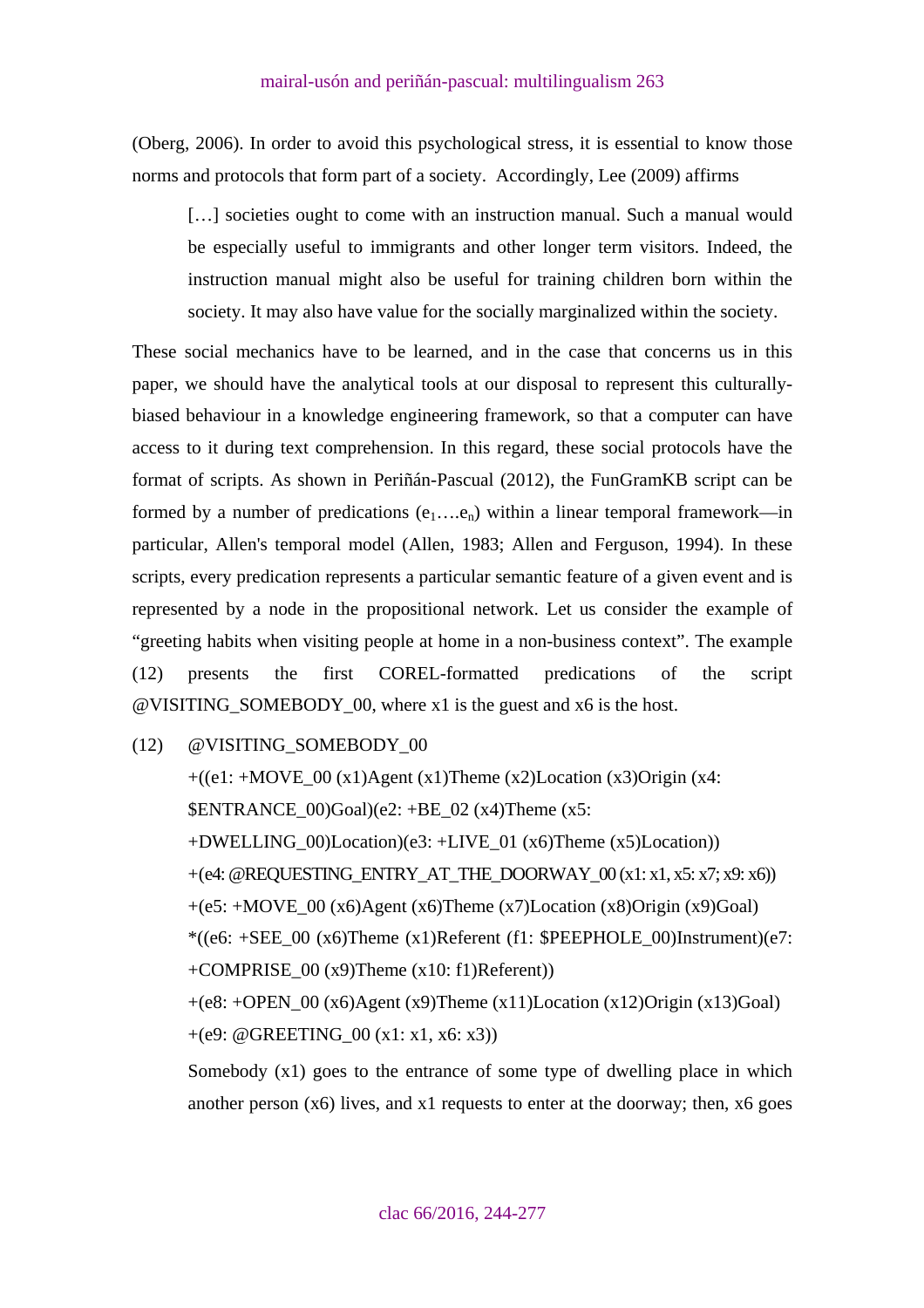(Oberg, 2006). In order to avoid this psychological stress, it is essential to know those norms and protocols that form part of a society. Accordingly, Lee (2009) affirms

> […] societies ought to come with an instruction manual. Such a manual would be especially useful to immigrants and other longer term visitors. Indeed, the instruction manual might also be useful for training children born within the society. It may also have value for the socially marginalized within the society.

These social mechanics have to be learned, and in the case that concerns us in this paper, we should have the analytical tools at our disposal to represent this culturally-biased behaviour in a knowledge engineering framework, so that a computer can have access to it during text comprehension. In this regard, these social protocols have the format of scripts. As shown in Periñán-Pascual (2012), the FunGramKB script can be formed by a number of predications ($e_1….e_n$) within a linear temporal framework—in particular, Allen's temporal model (Allen, 1983; Allen and Ferguson, 1994). In these scripts, every predication represents a particular semantic feature of a given event and is represented by a node in the propositional network. Let us consider the example of "greeting habits when visiting people at home in a non-business context". The example (12) presents the first COREL-formatted predications of the script @VISITING_SOMEBODY_00, where x1 is the guest and x6 is the host.

(12) @VISITING_SOMEBODY_00

+((e1: +MOVE_00 (x1)Agent (x1)Theme (x2)Location (x3)Origin (x4: $ENTRANCE_00)Goal)(e2: +BE_02 (x4)Theme (x5: +DWELLING_00)Location)(e3: +LIVE_01 (x6)Theme (x5)Location))
+(e4: @REQUESTING_ENTRY_AT_THE_DOORWAY_00 (x1: x1, x5: x7; x9: x6))
+(e5: +MOVE_00 (x6)Agent (x6)Theme (x7)Location (x8)Origin (x9)Goal)
*((e6: +SEE_00 (x6)Theme (x1)Referent (f1: $PEEPHOLE_00)Instrument)(e7: +COMPRISE_00 (x9)Theme (x10: f1)Referent))
+(e8: +OPEN_00 (x6)Agent (x9)Theme (x11)Location (x12)Origin (x13)Goal)
+(e9: @GREETING_00 (x1: x1, x6: x3))

Somebody (x1) goes to the entrance of some type of dwelling place in which another person (x6) lives, and x1 requests to enter at the doorway; then, x6 goes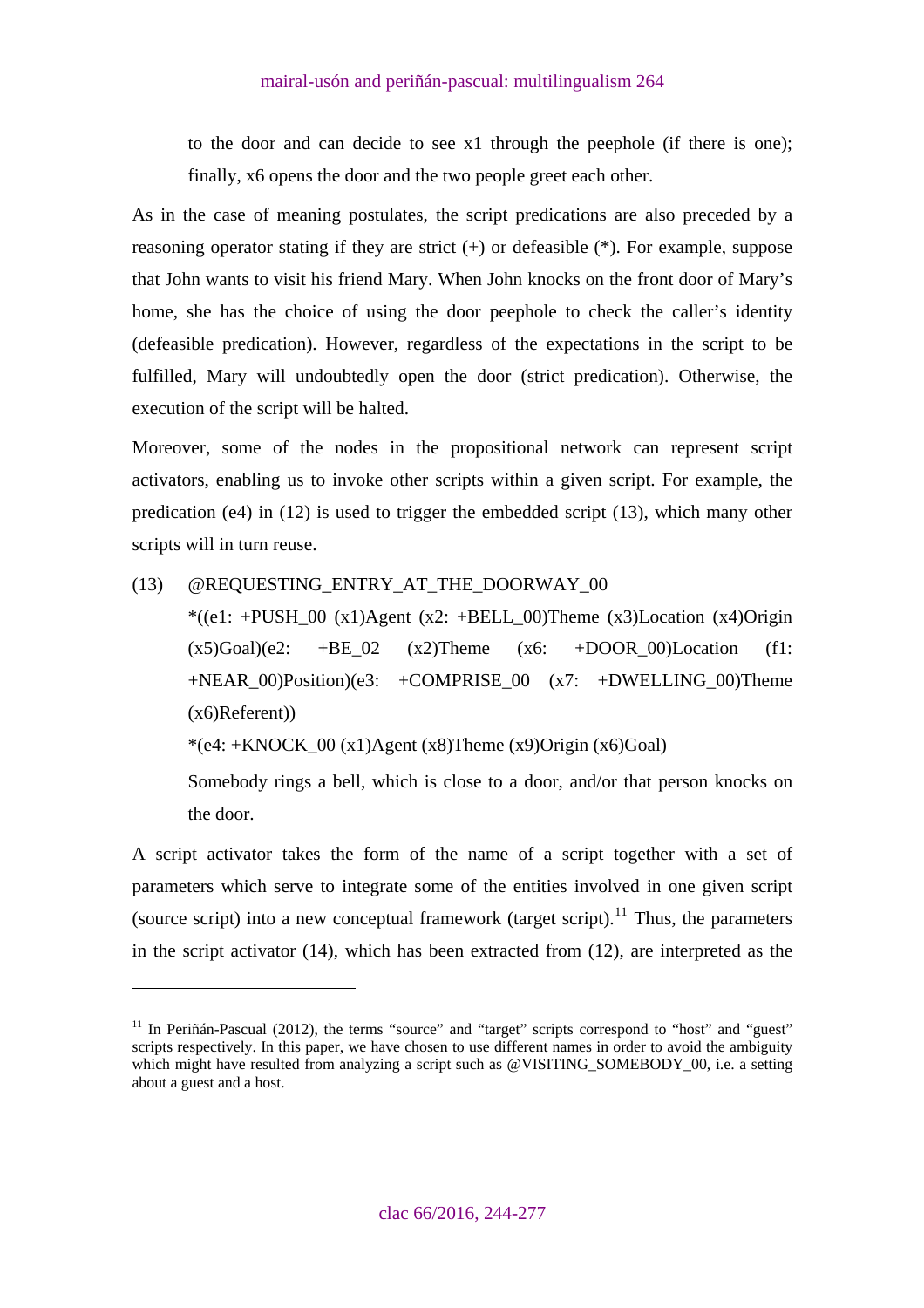to the door and can decide to see x1 through the peephole (if there is one); finally, x6 opens the door and the two people greet each other.

As in the case of meaning postulates, the script predications are also preceded by a reasoning operator stating if they are strict (+) or defeasible (*). For example, suppose that John wants to visit his friend Mary. When John knocks on the front door of Mary's home, she has the choice of using the door peephole to check the caller's identity (defeasible predication). However, regardless of the expectations in the script to be fulfilled, Mary will undoubtedly open the door (strict predication). Otherwise, the execution of the script will be halted.

Moreover, some of the nodes in the propositional network can represent script activators, enabling us to invoke other scripts within a given script. For example, the predication (e4) in (12) is used to trigger the embedded script (13), which many other scripts will in turn reuse.

(13) @REQUESTING_ENTRY_AT_THE_DOORWAY_00

*((e1: +PUSH_00 (x1)Agent (x2: +BELL_00)Theme (x3)Location (x4)Origin (x5)Goal)(e2: +BE_02 (x2)Theme (x6: +DOOR_00)Location (f1: +NEAR_00)Position)(e3: +COMPRISE_00 (x7: +DWELLING_00)Theme (x6)Referent))

*(e4: +KNOCK_00 (x1)Agent (x8)Theme (x9)Origin (x6)Goal)

Somebody rings a bell, which is close to a door, and/or that person knocks on the door.

A script activator takes the form of the name of a script together with a set of parameters which serve to integrate some of the entities involved in one given script (source script) into a new conceptual framework (target script).[11] Thus, the parameters in the script activator (14), which has been extracted from (12), are interpreted as the

---

[11] In Periñán-Pascual (2012), the terms "source" and "target" scripts correspond to "host" and "guest" scripts respectively. In this paper, we have chosen to use different names in order to avoid the ambiguity which might have resulted from analyzing a script such as @VISITING_SOMEBODY_00, i.e. a setting about a guest and a host.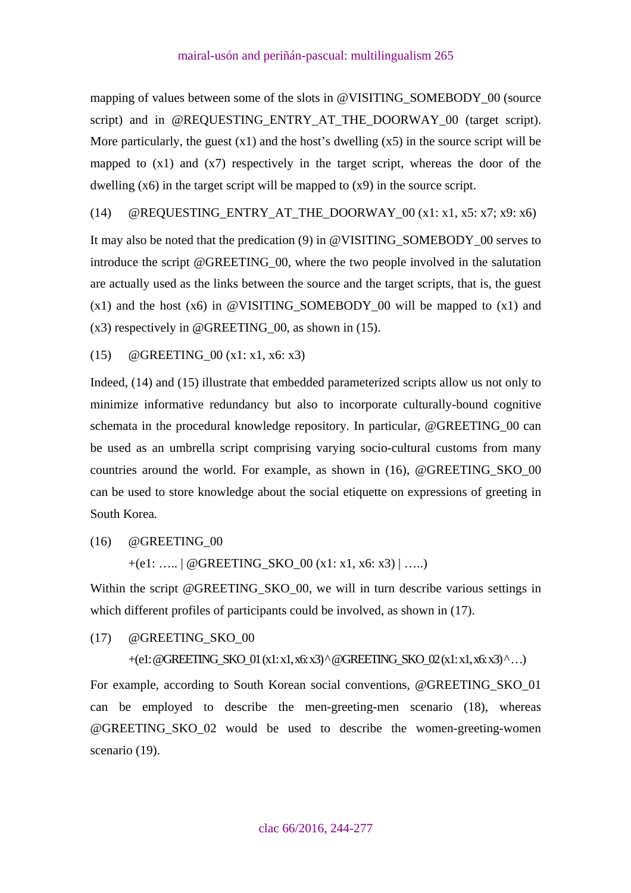mapping of values between some of the slots in @VISITING_SOMEBODY_00 (source script) and in @REQUESTING_ENTRY_AT_THE_DOORWAY_00 (target script). More particularly, the guest (x1) and the host's dwelling (x5) in the source script will be mapped to (x1) and (x7) respectively in the target script, whereas the door of the dwelling (x6) in the target script will be mapped to (x9) in the source script.

(14) @REQUESTING_ENTRY_AT_THE_DOORWAY_00 (x1: x1, x5: x7; x9: x6)

It may also be noted that the predication (9) in @VISITING_SOMEBODY_00 serves to introduce the script @GREETING_00, where the two people involved in the salutation are actually used as the links between the source and the target scripts, that is, the guest (x1) and the host (x6) in @VISITING_SOMEBODY_00 will be mapped to (x1) and (x3) respectively in @GREETING_00, as shown in (15).

(15) @GREETING_00 (x1: x1, x6: x3)

Indeed, (14) and (15) illustrate that embedded parameterized scripts allow us not only to minimize informative redundancy but also to incorporate culturally-bound cognitive schemata in the procedural knowledge repository. In particular, @GREETING_00 can be used as an umbrella script comprising varying socio-cultural customs from many countries around the world. For example, as shown in (16), @GREETING_SKO_00 can be used to store knowledge about the social etiquette on expressions of greeting in South Korea.

(16) @GREETING_00
+(e1: ….. | @GREETING_SKO_00 (x1: x1, x6: x3) | …..)

Within the script @GREETING_SKO_00, we will in turn describe various settings in which different profiles of participants could be involved, as shown in (17).

(17) @GREETING_SKO_00
+(e1: @GREETING_SKO_01 (x1: x1, x6: x3) ^ @GREETING_SKO_02 (x1: x1, x6: x3) ^ …)

For example, according to South Korean social conventions, @GREETING_SKO_01 can be employed to describe the men-greeting-men scenario (18), whereas @GREETING_SKO_02 would be used to describe the women-greeting-women scenario (19).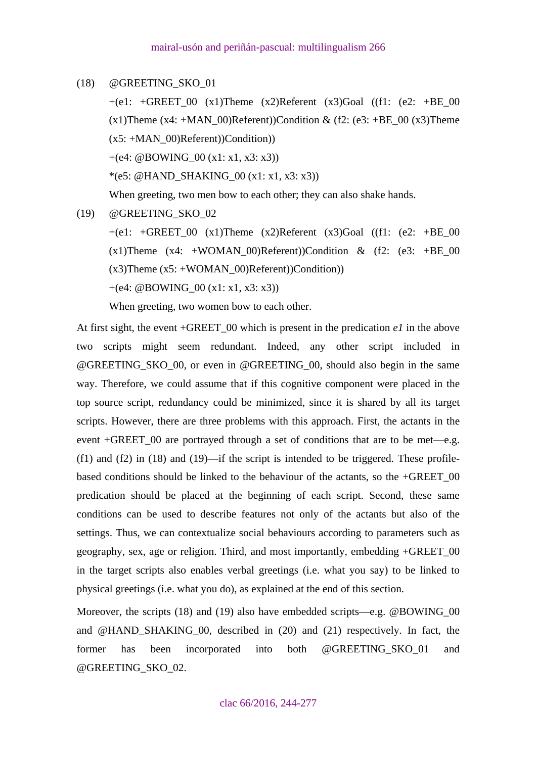(18) @GREETING_SKO_01

+(e1: +GREET_00 (x1)Theme (x2)Referent (x3)Goal ((f1: (e2: +BE_00 (x1)Theme (x4: +MAN_00)Referent))Condition & (f2: (e3: +BE_00 (x3)Theme (x5: +MAN_00)Referent))Condition))

+(e4: @BOWING_00 (x1: x1, x3: x3))

*(e5: @HAND_SHAKING_00 (x1: x1, x3: x3))

When greeting, two men bow to each other; they can also shake hands.

(19) @GREETING_SKO_02

+(e1: +GREET_00 (x1)Theme (x2)Referent (x3)Goal ((f1: (e2: +BE_00 (x1)Theme (x4: +WOMAN_00)Referent))Condition & (f2: (e3: +BE_00 (x3)Theme (x5: +WOMAN_00)Referent))Condition))

+(e4: @BOWING_00 (x1: x1, x3: x3))

When greeting, two women bow to each other.

At first sight, the event +GREET_00 which is present in the predication *e1* in the above two scripts might seem redundant. Indeed, any other script included in @GREETING_SKO_00, or even in @GREETING_00, should also begin in the same way. Therefore, we could assume that if this cognitive component were placed in the top source script, redundancy could be minimized, since it is shared by all its target scripts. However, there are three problems with this approach. First, the actants in the event +GREET_00 are portrayed through a set of conditions that are to be met—e.g. (f1) and (f2) in (18) and (19)—if the script is intended to be triggered. These profile-based conditions should be linked to the behaviour of the actants, so the +GREET_00 predication should be placed at the beginning of each script. Second, these same conditions can be used to describe features not only of the actants but also of the settings. Thus, we can contextualize social behaviours according to parameters such as geography, sex, age or religion. Third, and most importantly, embedding +GREET_00 in the target scripts also enables verbal greetings (i.e. what you say) to be linked to physical greetings (i.e. what you do), as explained at the end of this section.

Moreover, the scripts (18) and (19) also have embedded scripts—e.g. @BOWING_00 and @HAND_SHAKING_00, described in (20) and (21) respectively. In fact, the former has been incorporated into both @GREETING_SKO_01 and @GREETING_SKO_02.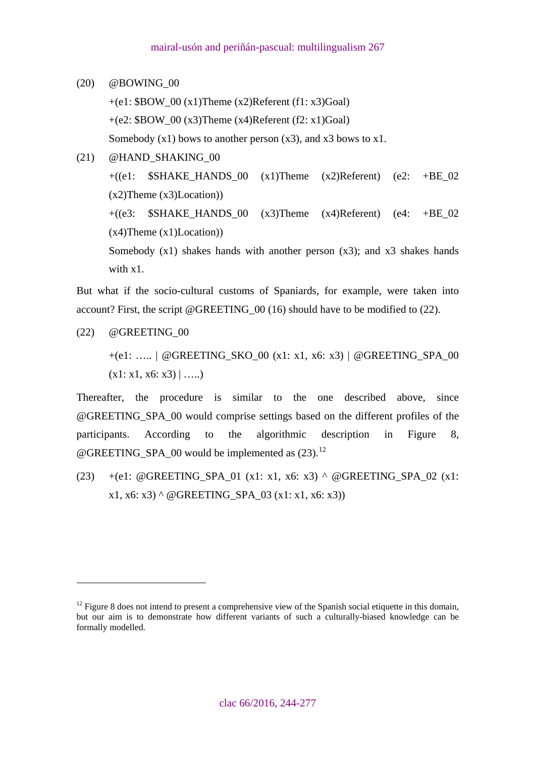(20) @BOWING_00

+(e1: $BOW_00 (x1)Theme (x2)Referent (f1: x3)Goal)

+(e2: $BOW_00 (x3)Theme (x4)Referent (f2: x1)Goal)

Somebody (x1) bows to another person (x3), and x3 bows to x1.

(21) @HAND_SHAKING_00

+((e1: $SHAKE_HANDS_00 (x1)Theme (x2)Referent) (e2: +BE_02 (x2)Theme (x3)Location))

+((e3: $SHAKE_HANDS_00 (x3)Theme (x4)Referent) (e4: +BE_02 (x4)Theme (x1)Location))

Somebody (x1) shakes hands with another person (x3); and x3 shakes hands with x1.

But what if the socio-cultural customs of Spaniards, for example, were taken into account? First, the script @GREETING_00 (16) should have to be modified to (22).

(22) @GREETING_00

+(e1: ….. | @GREETING_SKO_00 (x1: x1, x6: x3) | @GREETING_SPA_00 (x1: x1, x6: x3) | …..)

Thereafter, the procedure is similar to the one described above, since @GREETING_SPA_00 would comprise settings based on the different profiles of the participants. According to the algorithmic description in Figure 8, @GREETING_SPA_00 would be implemented as (23).[12]

(23) +(e1: @GREETING_SPA_01 (x1: x1, x6: x3) ^ @GREETING_SPA_02 (x1: x1, x6: x3) ^ @GREETING_SPA_03 (x1: x1, x6: x3))

---

[12] Figure 8 does not intend to present a comprehensive view of the Spanish social etiquette in this domain, but our aim is to demonstrate how different variants of such a culturally-biased knowledge can be formally modelled.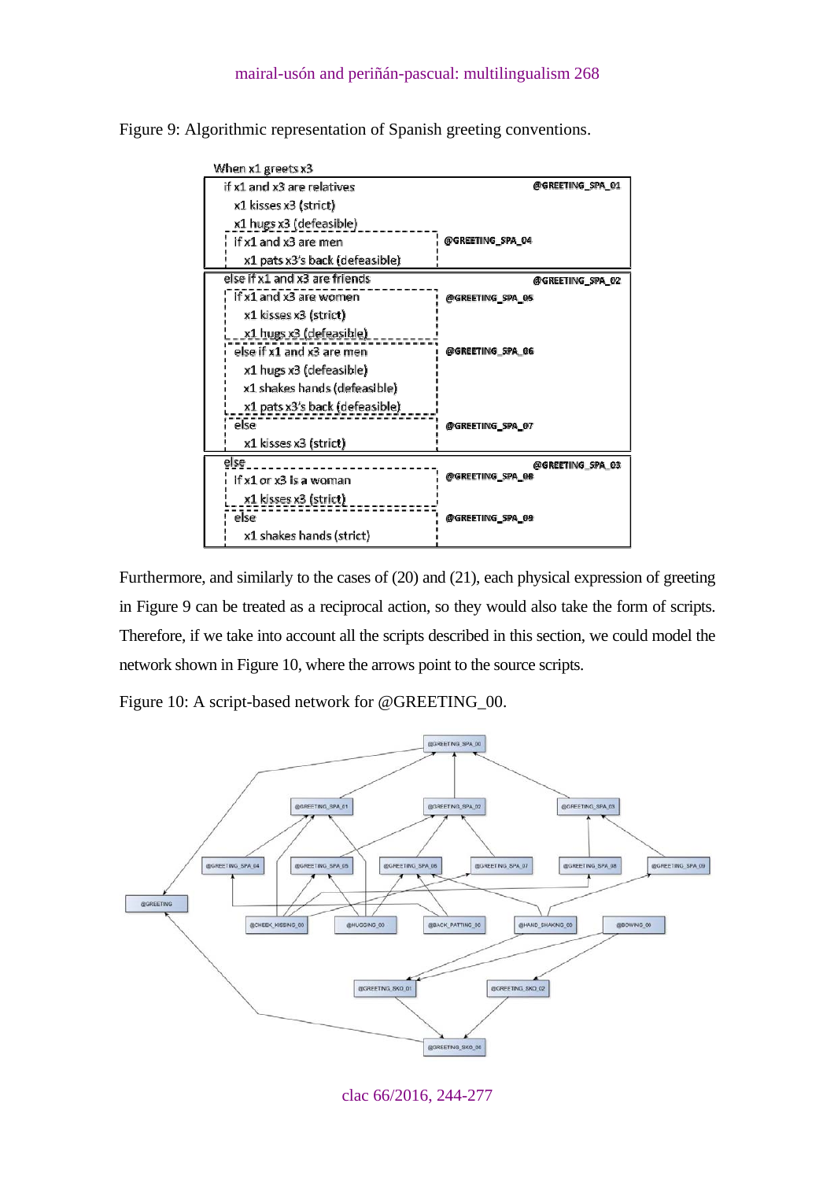Figure 9: Algorithmic representation of Spanish greeting conventions.

```
When x1 greets x3
  if x1 and x3 are relatives                                   @GREETING_SPA_01
     x1 kisses x3 (strict)
     x1 hugs x3 (defeasible)
     if x1 and x3 are men                  @GREETING_SPA_04
        x1 pats x3's back (defeasible)
  else if x1 and x3 are friends                                @GREETING_SPA_02
     if x1 and x3 are women                @GREETING_SPA_05
        x1 kisses x3 (strict)
        x1 hugs x3 (defeasible)
     else if x1 and x3 are men             @GREETING_SPA_06
        x1 hugs x3 (defeasible)
        x1 shakes hands (defeasible)
        x1 pats x3's back (defeasible)
     else                                  @GREETING_SPA_07
        x1 kisses x3 (strict)
  else                                                         @GREETING_SPA_03
     if x1 or x3 is a woman                @GREETING_SPA_08
        x1 kisses x3 (strict)
     else                                  @GREETING_SPA_09
        x1 shakes hands (strict)
```

Furthermore, and similarly to the cases of (20) and (21), each physical expression of greeting in Figure 9 can be treated as a reciprocal action, so they would also take the form of scripts. Therefore, if we take into account all the scripts described in this section, we could model the network shown in Figure 10, where the arrows point to the source scripts.

Figure 10: A script-based network for @GREETING_00.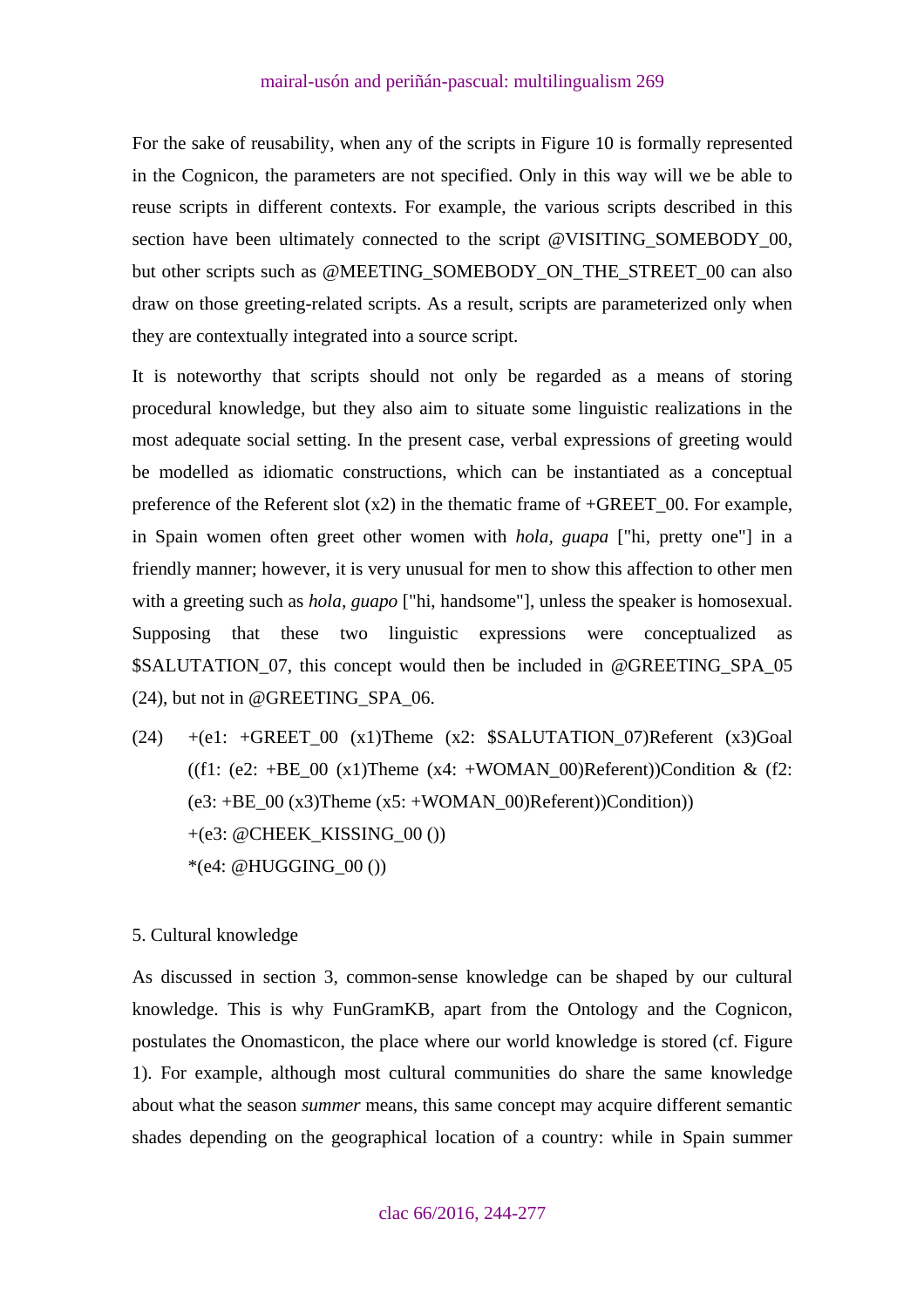For the sake of reusability, when any of the scripts in Figure 10 is formally represented in the Cognicon, the parameters are not specified. Only in this way will we be able to reuse scripts in different contexts. For example, the various scripts described in this section have been ultimately connected to the script @VISITING_SOMEBODY_00, but other scripts such as @MEETING_SOMEBODY_ON_THE_STREET_00 can also draw on those greeting-related scripts. As a result, scripts are parameterized only when they are contextually integrated into a source script.

It is noteworthy that scripts should not only be regarded as a means of storing procedural knowledge, but they also aim to situate some linguistic realizations in the most adequate social setting. In the present case, verbal expressions of greeting would be modelled as idiomatic constructions, which can be instantiated as a conceptual preference of the Referent slot (x2) in the thematic frame of +GREET_00. For example, in Spain women often greet other women with *hola, guapa* ["hi, pretty one"] in a friendly manner; however, it is very unusual for men to show this affection to other men with a greeting such as *hola, guapo* ["hi, handsome"], unless the speaker is homosexual. Supposing that these two linguistic expressions were conceptualized as $SALUTATION_07, this concept would then be included in @GREETING_SPA_05 (24), but not in @GREETING_SPA_06.

(24) +(e1: +GREET_00 (x1)Theme (x2: $SALUTATION_07)Referent (x3)Goal ((f1: (e2: +BE_00 (x1)Theme (x4: +WOMAN_00)Referent))Condition & (f2: (e3: +BE_00 (x3)Theme (x5: +WOMAN_00)Referent))Condition))
+(e3: @CHEEK_KISSING_00 ())
*(e4: @HUGGING_00 ())

## 5. Cultural knowledge

As discussed in section 3, common-sense knowledge can be shaped by our cultural knowledge. This is why FunGramKB, apart from the Ontology and the Cognicon, postulates the Onomasticon, the place where our world knowledge is stored (cf. Figure 1). For example, although most cultural communities do share the same knowledge about what the season *summer* means, this same concept may acquire different semantic shades depending on the geographical location of a country: while in Spain summer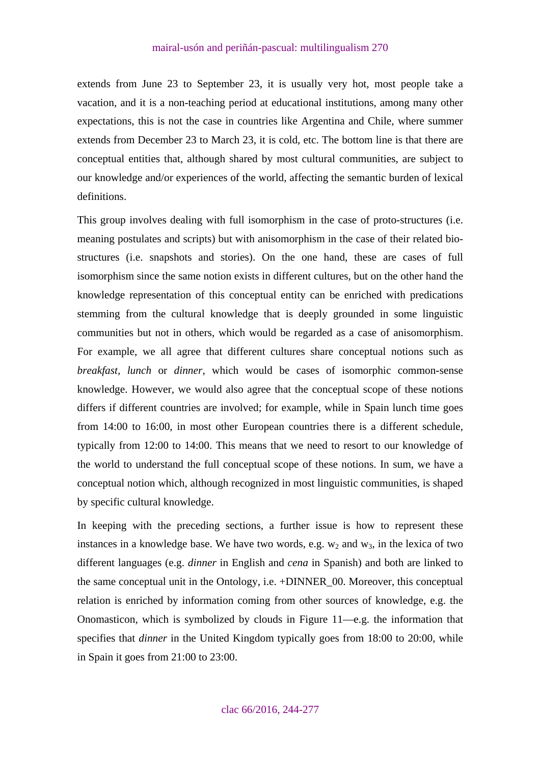extends from June 23 to September 23, it is usually very hot, most people take a vacation, and it is a non-teaching period at educational institutions, among many other expectations, this is not the case in countries like Argentina and Chile, where summer extends from December 23 to March 23, it is cold, etc. The bottom line is that there are conceptual entities that, although shared by most cultural communities, are subject to our knowledge and/or experiences of the world, affecting the semantic burden of lexical definitions.

This group involves dealing with full isomorphism in the case of proto-structures (i.e. meaning postulates and scripts) but with anisomorphism in the case of their related bio-structures (i.e. snapshots and stories). On the one hand, these are cases of full isomorphism since the same notion exists in different cultures, but on the other hand the knowledge representation of this conceptual entity can be enriched with predications stemming from the cultural knowledge that is deeply grounded in some linguistic communities but not in others, which would be regarded as a case of anisomorphism. For example, we all agree that different cultures share conceptual notions such as *breakfast, lunch* or *dinner*, which would be cases of isomorphic common-sense knowledge. However, we would also agree that the conceptual scope of these notions differs if different countries are involved; for example, while in Spain lunch time goes from 14:00 to 16:00, in most other European countries there is a different schedule, typically from 12:00 to 14:00. This means that we need to resort to our knowledge of the world to understand the full conceptual scope of these notions. In sum, we have a conceptual notion which, although recognized in most linguistic communities, is shaped by specific cultural knowledge.

In keeping with the preceding sections, a further issue is how to represent these instances in a knowledge base. We have two words, e.g. $w_2$ and $w_3$, in the lexica of two different languages (e.g. *dinner* in English and *cena* in Spanish) and both are linked to the same conceptual unit in the Ontology, i.e. +DINNER_00. Moreover, this conceptual relation is enriched by information coming from other sources of knowledge, e.g. the Onomasticon, which is symbolized by clouds in Figure 11—e.g. the information that specifies that *dinner* in the United Kingdom typically goes from 18:00 to 20:00, while in Spain it goes from 21:00 to 23:00.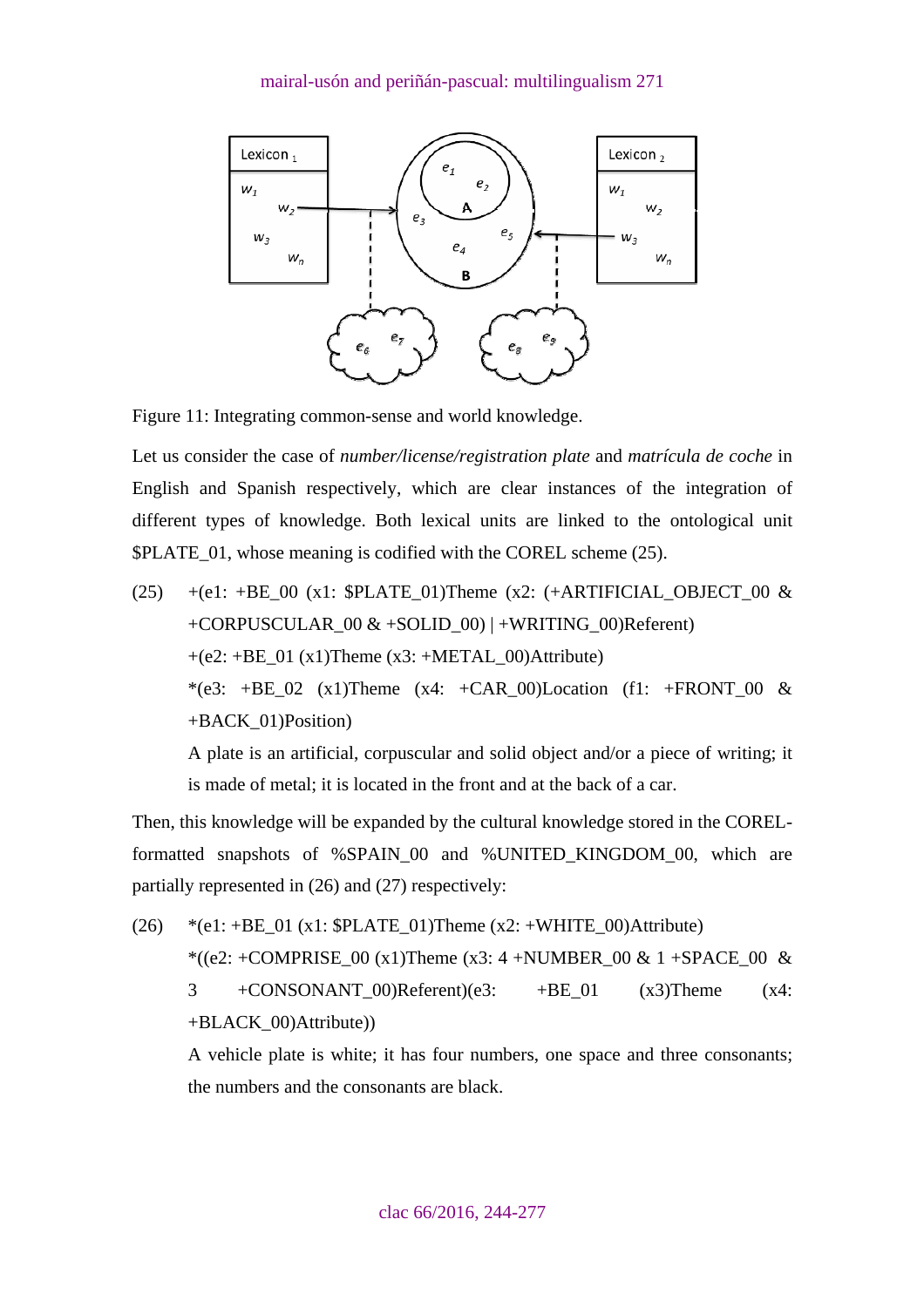Figure 11: Integrating common-sense and world knowledge.

Let us consider the case of *number/license/registration plate* and *matrícula de coche* in English and Spanish respectively, which are clear instances of the integration of different types of knowledge. Both lexical units are linked to the ontological unit $PLATE_01, whose meaning is codified with the COREL scheme (25).

(25) +(e1: +BE_00 (x1: $PLATE_01)Theme (x2: (+ARTIFICIAL_OBJECT_00 & +CORPUSCULAR_00 & +SOLID_00) | +WRITING_00)Referent)
+(e2: +BE_01 (x1)Theme (x3: +METAL_00)Attribute)
*(e3: +BE_02 (x1)Theme (x4: +CAR_00)Location (f1: +FRONT_00 & +BACK_01)Position)
A plate is an artificial, corpuscular and solid object and/or a piece of writing; it is made of metal; it is located in the front and at the back of a car.

Then, this knowledge will be expanded by the cultural knowledge stored in the COREL-formatted snapshots of %SPAIN_00 and %UNITED_KINGDOM_00, which are partially represented in (26) and (27) respectively:

(26) *(e1: +BE_01 (x1: $PLATE_01)Theme (x2: +WHITE_00)Attribute)
*((e2: +COMPRISE_00 (x1)Theme (x3: 4 +NUMBER_00 & 1 +SPACE_00 & 3 +CONSONANT_00)Referent)(e3: +BE_01 (x3)Theme (x4: +BLACK_00)Attribute))
A vehicle plate is white; it has four numbers, one space and three consonants; the numbers and the consonants are black.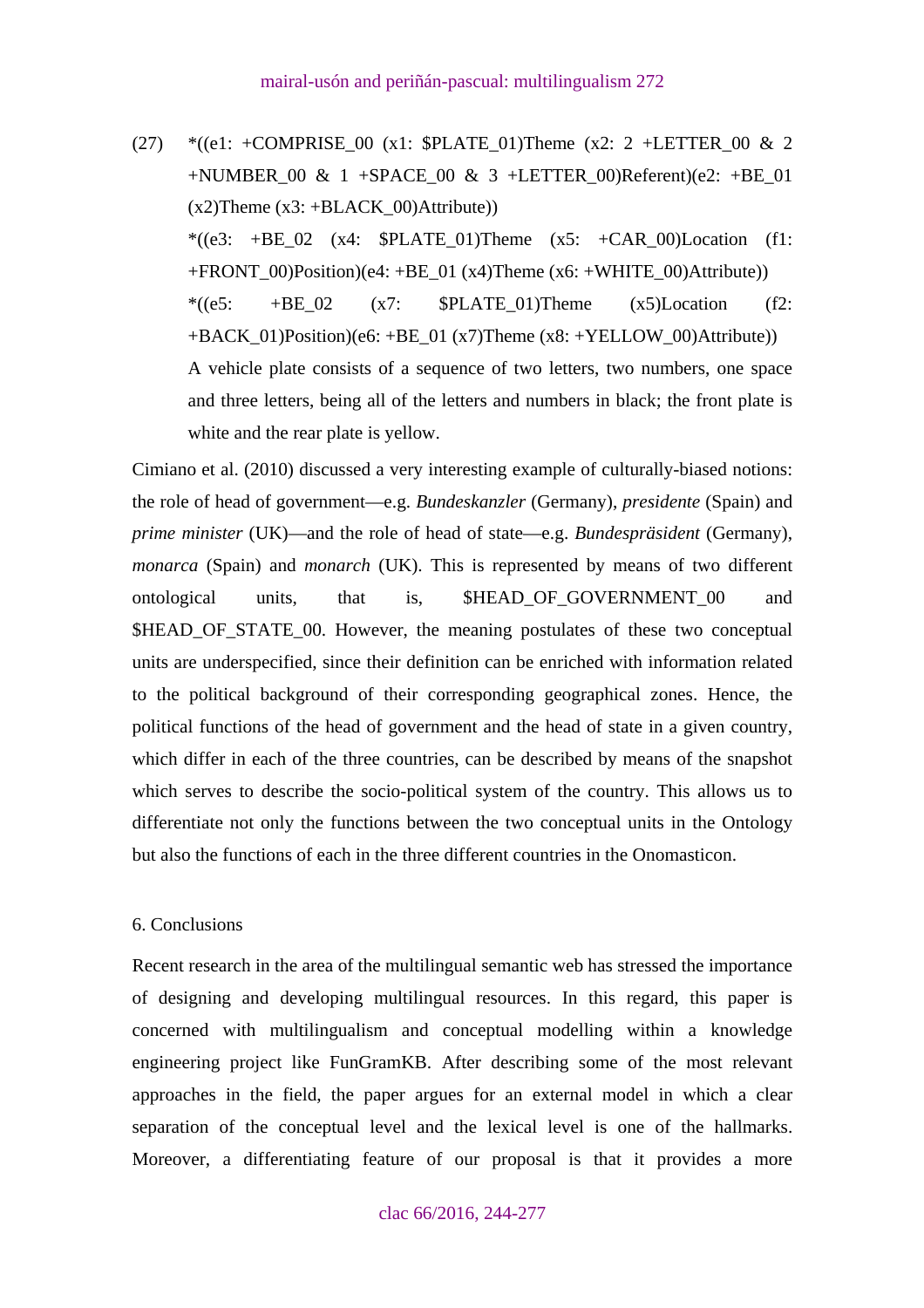(27) *((e1: +COMPRISE_00 (x1: $PLATE_01)Theme (x2: 2 +LETTER_00 & 2 +NUMBER_00 & 1 +SPACE_00 & 3 +LETTER_00)Referent)(e2: +BE_01 (x2)Theme (x3: +BLACK_00)Attribute))
*((e3: +BE_02 (x4: $PLATE_01)Theme (x5: +CAR_00)Location (f1: +FRONT_00)Position)(e4: +BE_01 (x4)Theme (x6: +WHITE_00)Attribute))
*((e5: +BE_02 (x7: $PLATE_01)Theme (x5)Location (f2: +BACK_01)Position)(e6: +BE_01 (x7)Theme (x8: +YELLOW_00)Attribute))
A vehicle plate consists of a sequence of two letters, two numbers, one space and three letters, being all of the letters and numbers in black; the front plate is white and the rear plate is yellow.

Cimiano et al. (2010) discussed a very interesting example of culturally-biased notions: the role of head of government—e.g. *Bundeskanzler* (Germany), *presidente* (Spain) and *prime minister* (UK)—and the role of head of state—e.g. *Bundespräsident* (Germany), *monarca* (Spain) and *monarch* (UK). This is represented by means of two different ontological units, that is, $HEAD_OF_GOVERNMENT_00 and $HEAD_OF_STATE_00. However, the meaning postulates of these two conceptual units are underspecified, since their definition can be enriched with information related to the political background of their corresponding geographical zones. Hence, the political functions of the head of government and the head of state in a given country, which differ in each of the three countries, can be described by means of the snapshot which serves to describe the socio-political system of the country. This allows us to differentiate not only the functions between the two conceptual units in the Ontology but also the functions of each in the three different countries in the Onomasticon.

## 6. Conclusions

Recent research in the area of the multilingual semantic web has stressed the importance of designing and developing multilingual resources. In this regard, this paper is concerned with multilingualism and conceptual modelling within a knowledge engineering project like FunGramKB. After describing some of the most relevant approaches in the field, the paper argues for an external model in which a clear separation of the conceptual level and the lexical level is one of the hallmarks. Moreover, a differentiating feature of our proposal is that it provides a more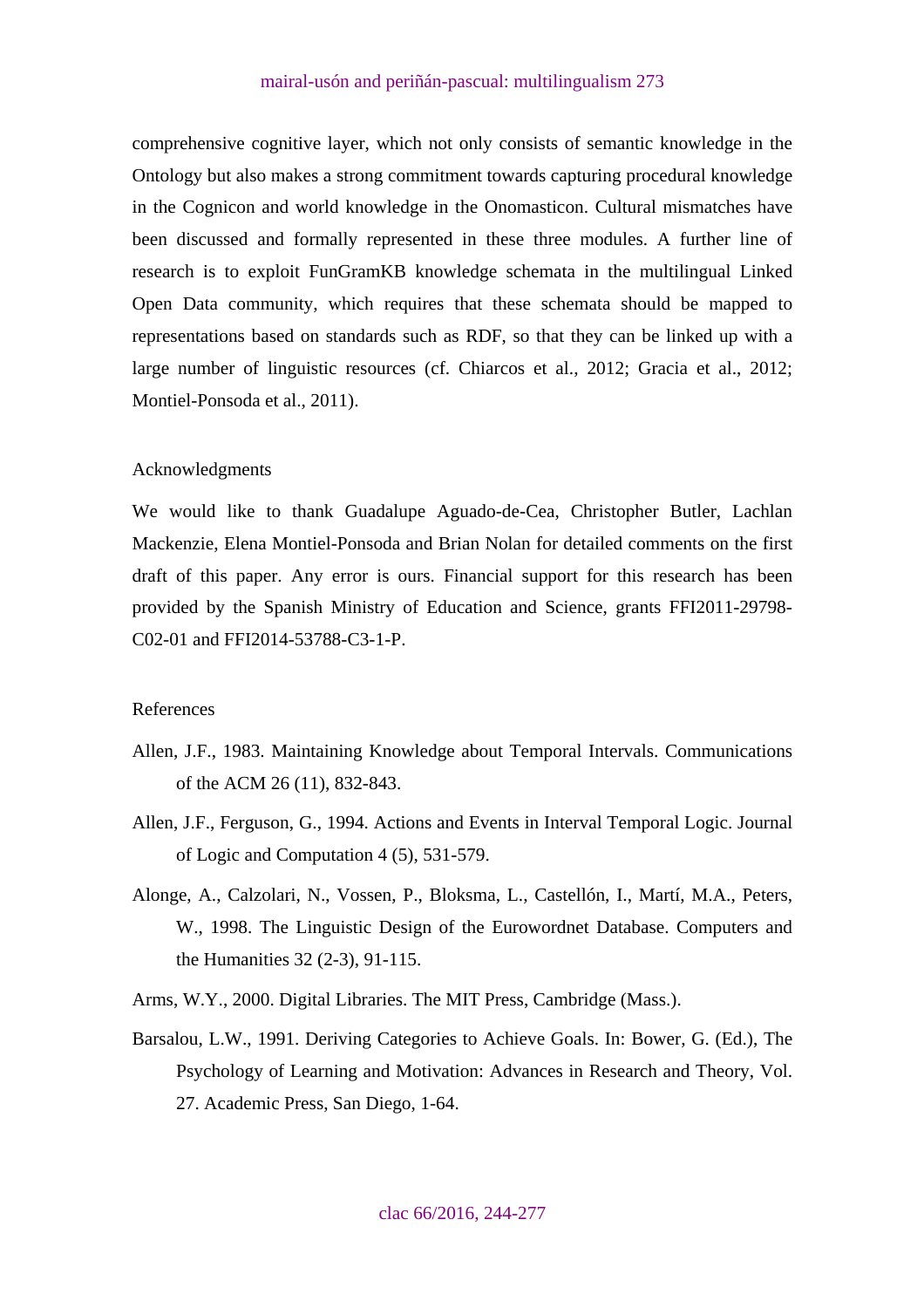comprehensive cognitive layer, which not only consists of semantic knowledge in the Ontology but also makes a strong commitment towards capturing procedural knowledge in the Cognicon and world knowledge in the Onomasticon. Cultural mismatches have been discussed and formally represented in these three modules. A further line of research is to exploit FunGramKB knowledge schemata in the multilingual Linked Open Data community, which requires that these schemata should be mapped to representations based on standards such as RDF, so that they can be linked up with a large number of linguistic resources (cf. Chiarcos et al., 2012; Gracia et al., 2012; Montiel-Ponsoda et al., 2011).

## Acknowledgments

We would like to thank Guadalupe Aguado-de-Cea, Christopher Butler, Lachlan Mackenzie, Elena Montiel-Ponsoda and Brian Nolan for detailed comments on the first draft of this paper. Any error is ours. Financial support for this research has been provided by the Spanish Ministry of Education and Science, grants FFI2011-29798-C02-01 and FFI2014-53788-C3-1-P.

## References

Allen, J.F., 1983. Maintaining Knowledge about Temporal Intervals. Communications of the ACM 26 (11), 832-843.

Allen, J.F., Ferguson, G., 1994. Actions and Events in Interval Temporal Logic. Journal of Logic and Computation 4 (5), 531-579.

Alonge, A., Calzolari, N., Vossen, P., Bloksma, L., Castellón, I., Martí, M.A., Peters, W., 1998. The Linguistic Design of the Eurowordnet Database. Computers and the Humanities 32 (2-3), 91-115.

Arms, W.Y., 2000. Digital Libraries. The MIT Press, Cambridge (Mass.).

Barsalou, L.W., 1991. Deriving Categories to Achieve Goals. In: Bower, G. (Ed.), The Psychology of Learning and Motivation: Advances in Research and Theory, Vol. 27. Academic Press, San Diego, 1-64.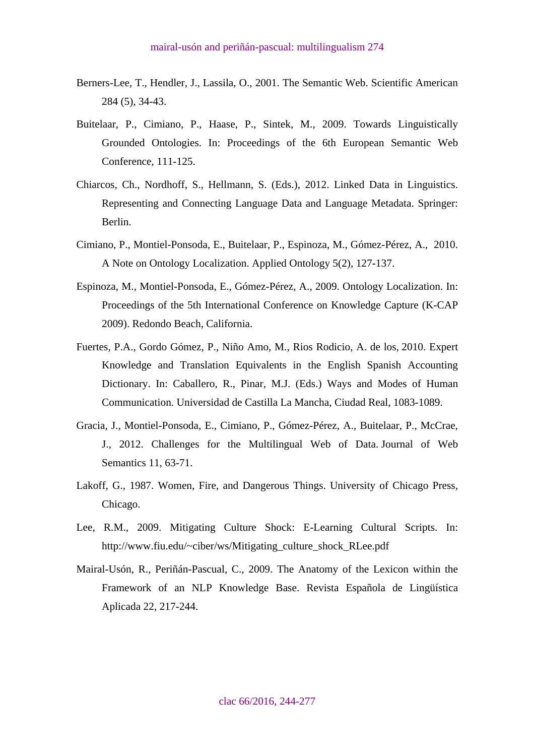Berners-Lee, T., Hendler, J., Lassila, O., 2001. The Semantic Web. Scientific American 284 (5), 34-43.

Buitelaar, P., Cimiano, P., Haase, P., Sintek, M., 2009. Towards Linguistically Grounded Ontologies. In: Proceedings of the 6th European Semantic Web Conference, 111-125.

Chiarcos, Ch., Nordhoff, S., Hellmann, S. (Eds.), 2012. Linked Data in Linguistics. Representing and Connecting Language Data and Language Metadata. Springer: Berlin.

Cimiano, P., Montiel-Ponsoda, E., Buitelaar, P., Espinoza, M., Gómez-Pérez, A., 2010. A Note on Ontology Localization. Applied Ontology 5(2), 127-137.

Espinoza, M., Montiel-Ponsoda, E., Gómez-Pérez, A., 2009. Ontology Localization. In: Proceedings of the 5th International Conference on Knowledge Capture (K-CAP 2009). Redondo Beach, California.

Fuertes, P.A., Gordo Gómez, P., Niño Amo, M., Rios Rodicio, A. de los, 2010. Expert Knowledge and Translation Equivalents in the English Spanish Accounting Dictionary. In: Caballero, R., Pinar, M.J. (Eds.) Ways and Modes of Human Communication. Universidad de Castilla La Mancha, Ciudad Real, 1083-1089.

Gracia, J., Montiel-Ponsoda, E., Cimiano, P., Gómez-Pérez, A., Buitelaar, P., McCrae, J., 2012. Challenges for the Multilingual Web of Data. Journal of Web Semantics 11, 63-71.

Lakoff, G., 1987. Women, Fire, and Dangerous Things. University of Chicago Press, Chicago.

Lee, R.M., 2009. Mitigating Culture Shock: E-Learning Cultural Scripts. In: http://www.fiu.edu/~ciber/ws/Mitigating_culture_shock_RLee.pdf

Mairal-Usón, R., Periñán-Pascual, C., 2009. The Anatomy of the Lexicon within the Framework of an NLP Knowledge Base. Revista Española de Lingüística Aplicada 22, 217-244.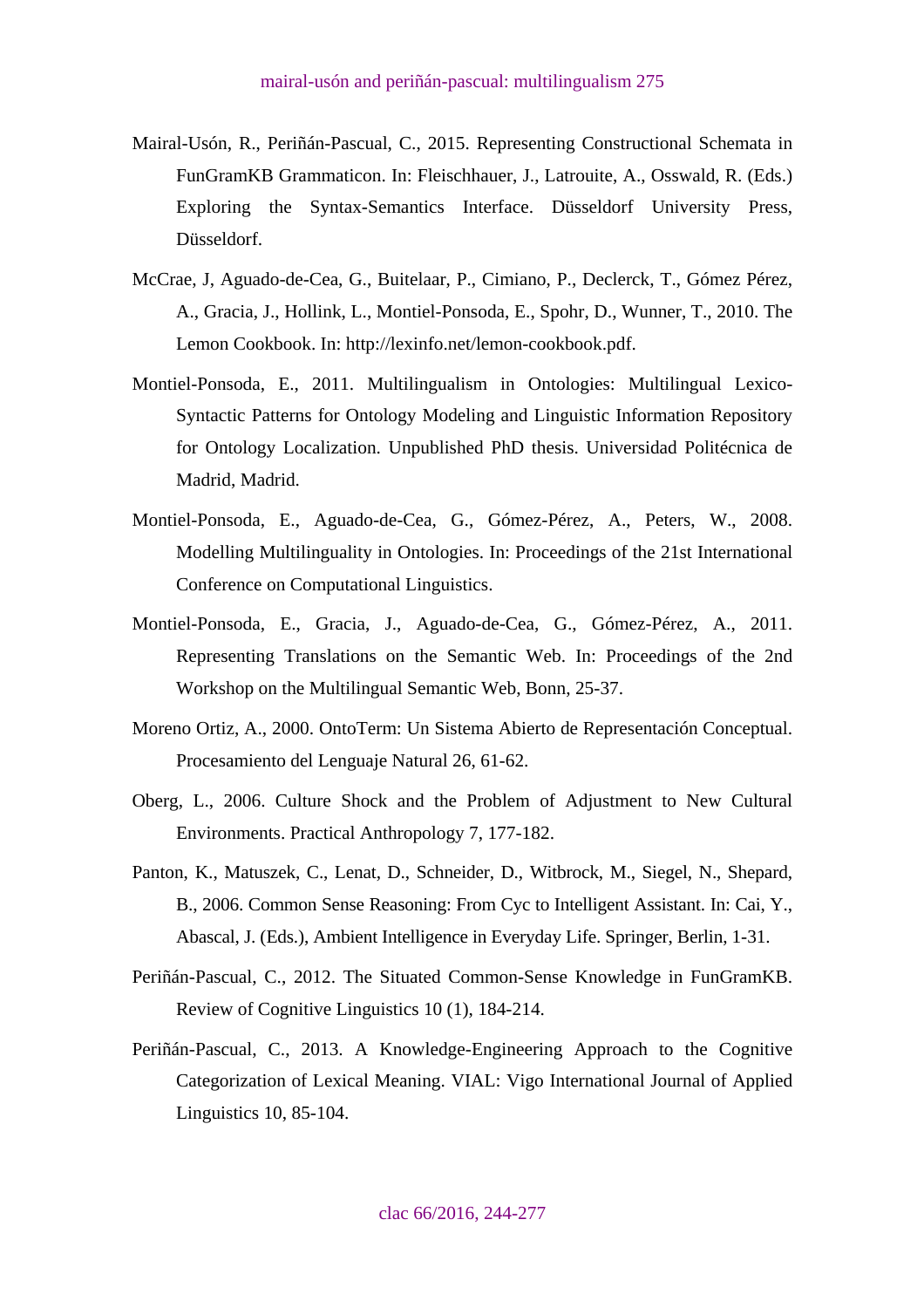Mairal-Usón, R., Periñán-Pascual, C., 2015. Representing Constructional Schemata in FunGramKB Grammaticon. In: Fleischhauer, J., Latrouite, A., Osswald, R. (Eds.) Exploring the Syntax-Semantics Interface. Düsseldorf University Press, Düsseldorf.

McCrae, J, Aguado-de-Cea, G., Buitelaar, P., Cimiano, P., Declerck, T., Gómez Pérez, A., Gracia, J., Hollink, L., Montiel-Ponsoda, E., Spohr, D., Wunner, T., 2010. The Lemon Cookbook. In: http://lexinfo.net/lemon-cookbook.pdf.

Montiel-Ponsoda, E., 2011. Multilingualism in Ontologies: Multilingual Lexico-Syntactic Patterns for Ontology Modeling and Linguistic Information Repository for Ontology Localization. Unpublished PhD thesis. Universidad Politécnica de Madrid, Madrid.

Montiel-Ponsoda, E., Aguado-de-Cea, G., Gómez-Pérez, A., Peters, W., 2008. Modelling Multilinguality in Ontologies. In: Proceedings of the 21st International Conference on Computational Linguistics.

Montiel-Ponsoda, E., Gracia, J., Aguado-de-Cea, G., Gómez-Pérez, A., 2011. Representing Translations on the Semantic Web. In: Proceedings of the 2nd Workshop on the Multilingual Semantic Web, Bonn, 25-37.

Moreno Ortiz, A., 2000. OntoTerm: Un Sistema Abierto de Representación Conceptual. Procesamiento del Lenguaje Natural 26, 61-62.

Oberg, L., 2006. Culture Shock and the Problem of Adjustment to New Cultural Environments. Practical Anthropology 7, 177-182.

Panton, K., Matuszek, C., Lenat, D., Schneider, D., Witbrock, M., Siegel, N., Shepard, B., 2006. Common Sense Reasoning: From Cyc to Intelligent Assistant. In: Cai, Y., Abascal, J. (Eds.), Ambient Intelligence in Everyday Life. Springer, Berlin, 1-31.

Periñán-Pascual, C., 2012. The Situated Common-Sense Knowledge in FunGramKB. Review of Cognitive Linguistics 10 (1), 184-214.

Periñán-Pascual, C., 2013. A Knowledge-Engineering Approach to the Cognitive Categorization of Lexical Meaning. VIAL: Vigo International Journal of Applied Linguistics 10, 85-104.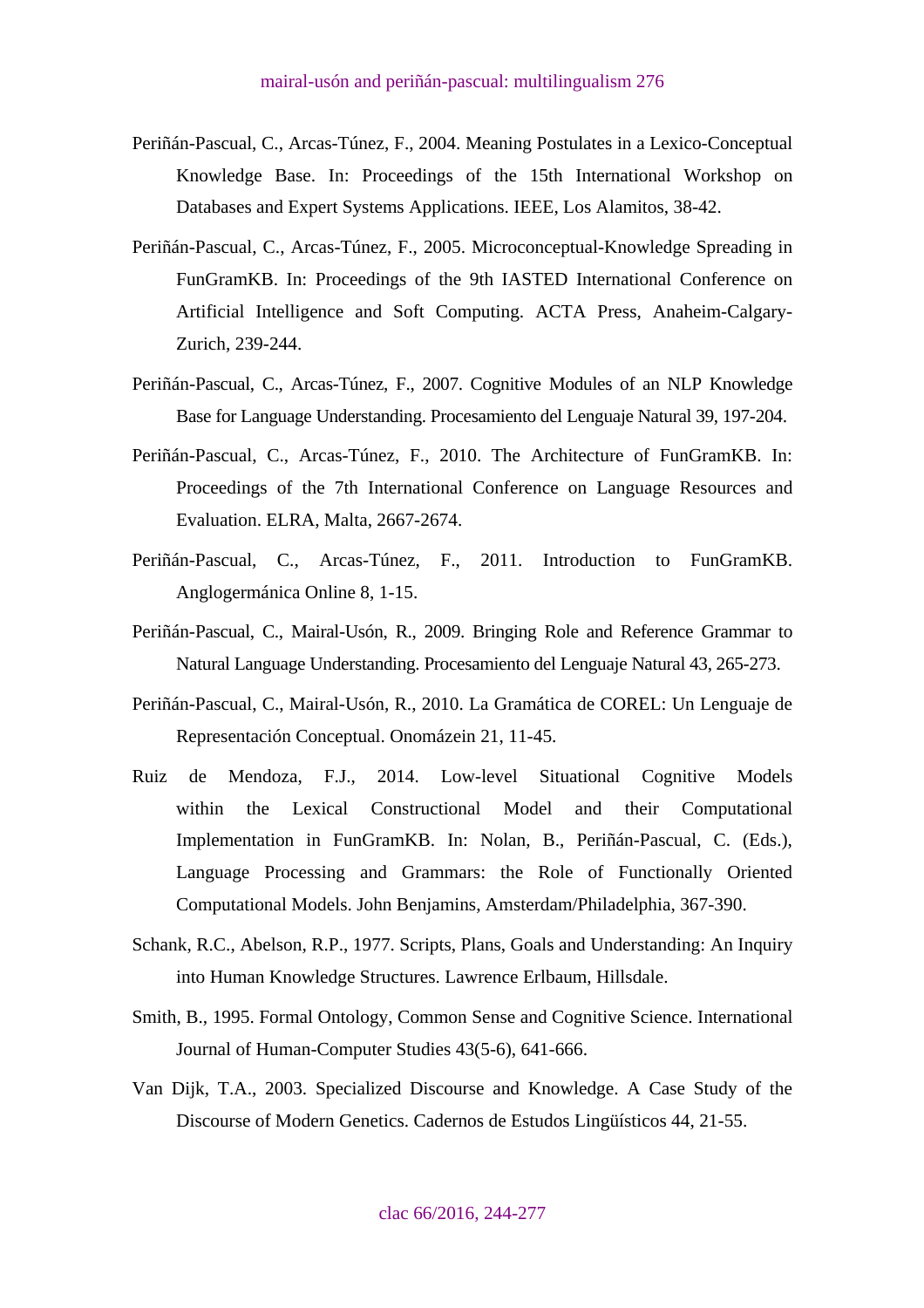Periñán-Pascual, C., Arcas-Túnez, F., 2004. Meaning Postulates in a Lexico-Conceptual Knowledge Base. In: Proceedings of the 15th International Workshop on Databases and Expert Systems Applications. IEEE, Los Alamitos, 38-42.

Periñán-Pascual, C., Arcas-Túnez, F., 2005. Microconceptual-Knowledge Spreading in FunGramKB. In: Proceedings of the 9th IASTED International Conference on Artificial Intelligence and Soft Computing. ACTA Press, Anaheim-Calgary-Zurich, 239-244.

Periñán-Pascual, C., Arcas-Túnez, F., 2007. Cognitive Modules of an NLP Knowledge Base for Language Understanding. Procesamiento del Lenguaje Natural 39, 197-204.

Periñán-Pascual, C., Arcas-Túnez, F., 2010. The Architecture of FunGramKB. In: Proceedings of the 7th International Conference on Language Resources and Evaluation. ELRA, Malta, 2667-2674.

Periñán-Pascual, C., Arcas-Túnez, F., 2011. Introduction to FunGramKB. Anglogermánica Online 8, 1-15.

Periñán-Pascual, C., Mairal-Usón, R., 2009. Bringing Role and Reference Grammar to Natural Language Understanding. Procesamiento del Lenguaje Natural 43, 265-273.

Periñán-Pascual, C., Mairal-Usón, R., 2010. La Gramática de COREL: Un Lenguaje de Representación Conceptual. Onomázein 21, 11-45.

Ruiz de Mendoza, F.J., 2014. Low-level Situational Cognitive Models within the Lexical Constructional Model and their Computational Implementation in FunGramKB. In: Nolan, B., Periñán-Pascual, C. (Eds.), Language Processing and Grammars: the Role of Functionally Oriented Computational Models. John Benjamins, Amsterdam/Philadelphia, 367-390.

Schank, R.C., Abelson, R.P., 1977. Scripts, Plans, Goals and Understanding: An Inquiry into Human Knowledge Structures. Lawrence Erlbaum, Hillsdale.

Smith, B., 1995. Formal Ontology, Common Sense and Cognitive Science. International Journal of Human-Computer Studies 43(5-6), 641-666.

Van Dijk, T.A., 2003. Specialized Discourse and Knowledge. A Case Study of the Discourse of Modern Genetics. Cadernos de Estudos Lingüísticos 44, 21-55.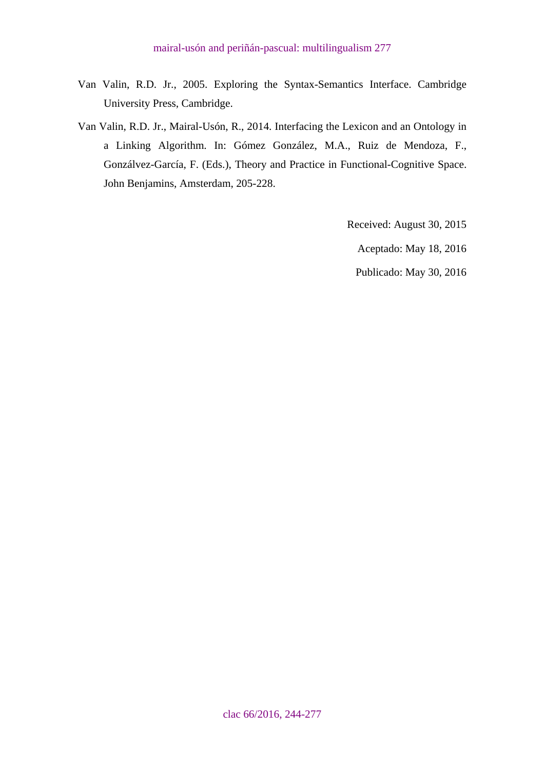Van Valin, R.D. Jr., 2005. Exploring the Syntax-Semantics Interface. Cambridge University Press, Cambridge.

Van Valin, R.D. Jr., Mairal-Usón, R., 2014. Interfacing the Lexicon and an Ontology in a Linking Algorithm. In: Gómez González, M.A., Ruiz de Mendoza, F., Gonzálvez-García, F. (Eds.), Theory and Practice in Functional-Cognitive Space. John Benjamins, Amsterdam, 205-228.

Received: August 30, 2015

Aceptado: May 18, 2016

Publicado: May 30, 2016